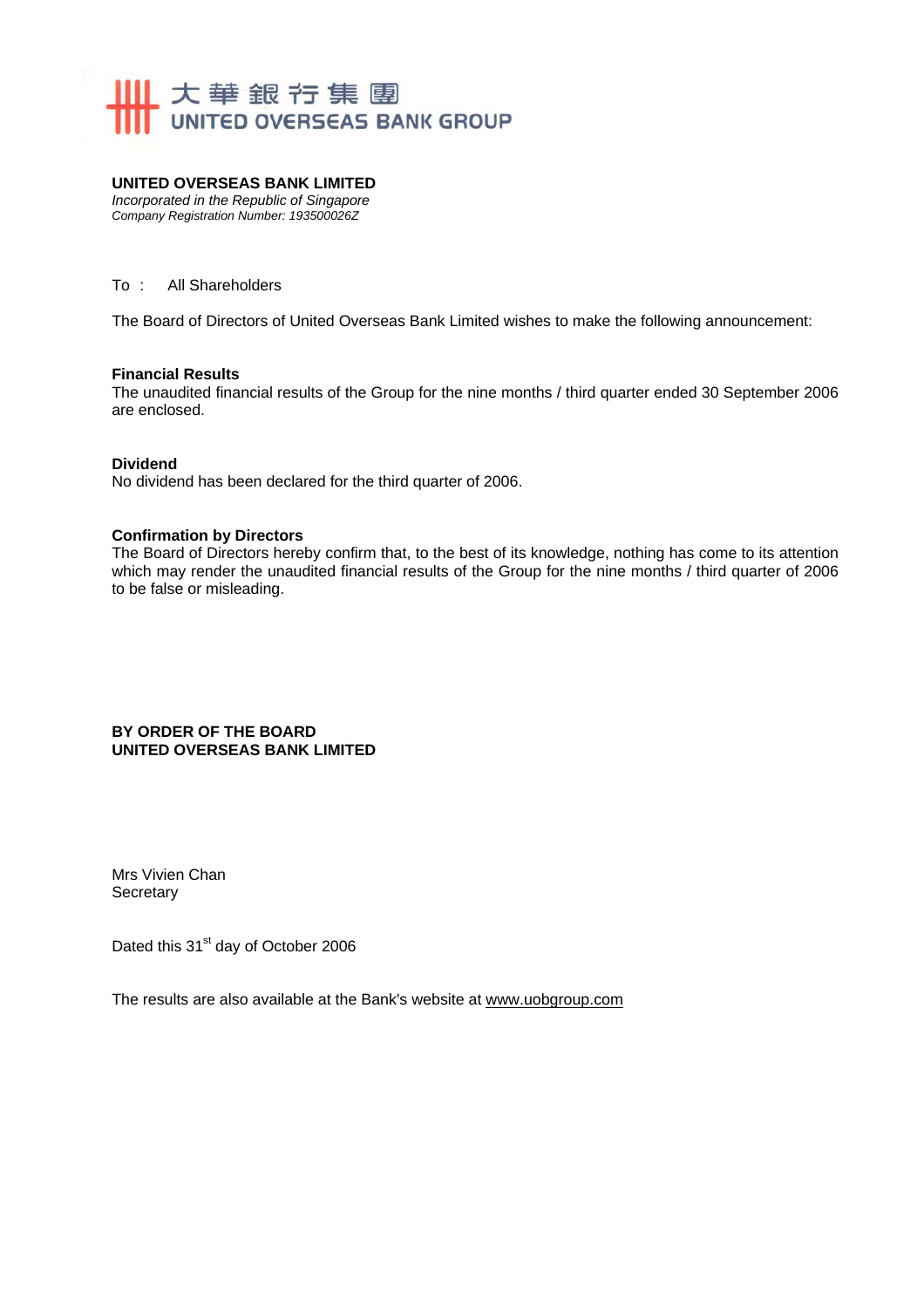大華銀行集團
UNITED OVERSEAS BANK GROUP

**UNITED OVERSEAS BANK LIMITED**
*Incorporated in the Republic of Singapore*
*Company Registration Number: 193500026Z*

To : All Shareholders

The Board of Directors of United Overseas Bank Limited wishes to make the following announcement:

**Financial Results**
The unaudited financial results of the Group for the nine months / third quarter ended 30 September 2006 are enclosed.

**Dividend**
No dividend has been declared for the third quarter of 2006.

**Confirmation by Directors**
The Board of Directors hereby confirm that, to the best of its knowledge, nothing has come to its attention which may render the unaudited financial results of the Group for the nine months / third quarter of 2006 to be false or misleading.

**BY ORDER OF THE BOARD**
**UNITED OVERSEAS BANK LIMITED**

Mrs Vivien Chan
Secretary

Dated this 31st day of October 2006

The results are also available at the Bank's website at www.uobgroup.com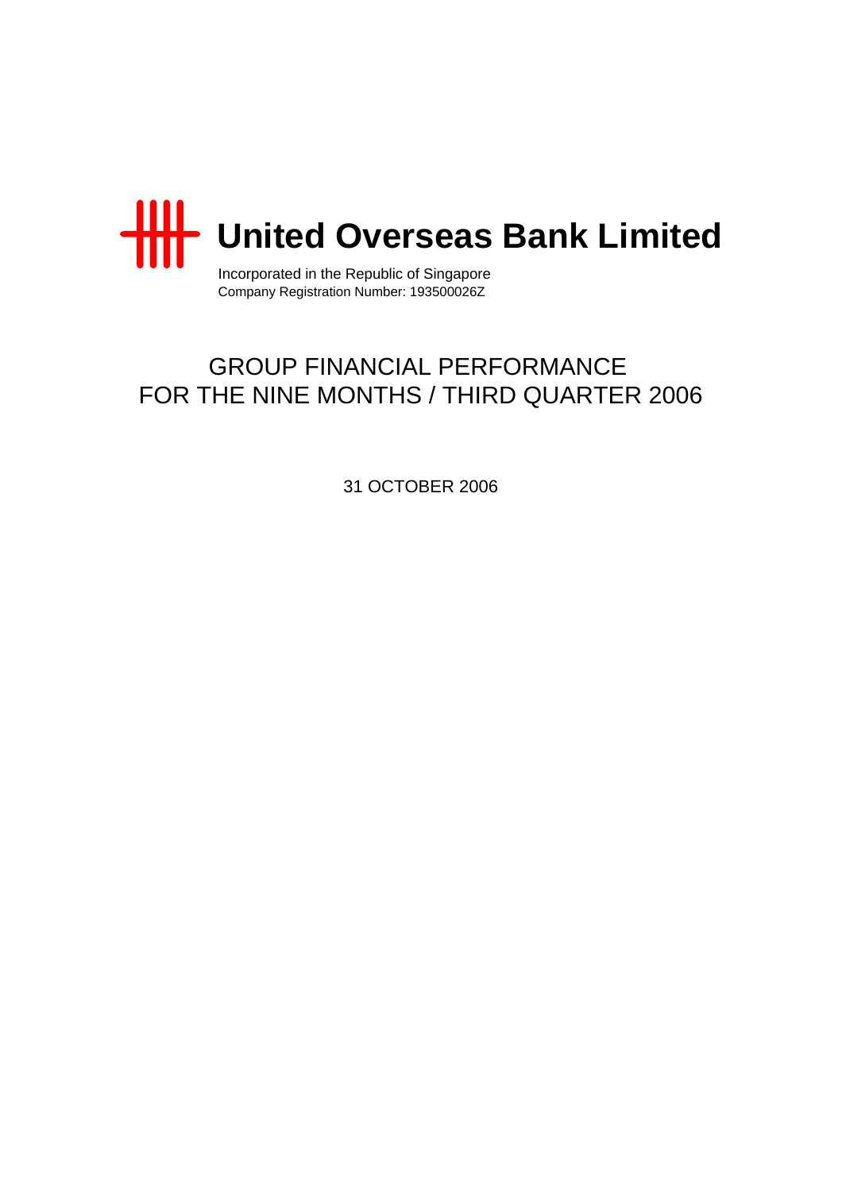# United Overseas Bank Limited

Incorporated in the Republic of Singapore
Company Registration Number: 193500026Z

## GROUP FINANCIAL PERFORMANCE FOR THE NINE MONTHS / THIRD QUARTER 2006

31 OCTOBER 2006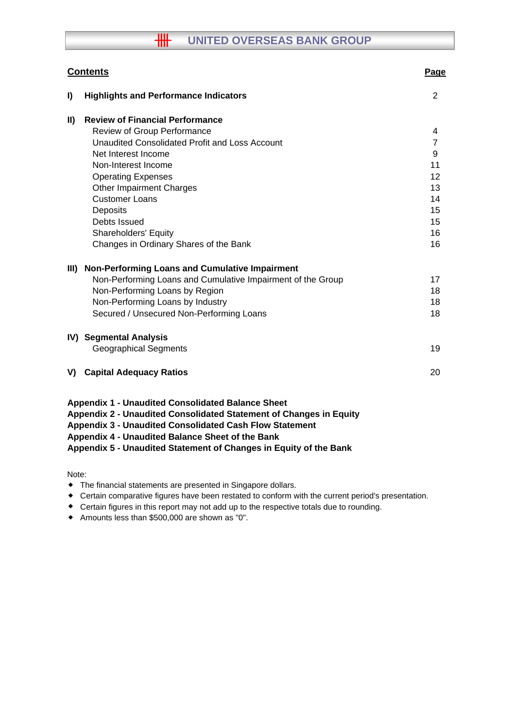## Contents

| | | Page |
|---|---|---|
| **I)** | **Highlights and Performance Indicators** | 2 |
| **II)** | **Review of Financial Performance** | |
| | Review of Group Performance | 4 |
| | Unaudited Consolidated Profit and Loss Account | 7 |
| | Net Interest Income | 9 |
| | Non-Interest Income | 11 |
| | Operating Expenses | 12 |
| | Other Impairment Charges | 13 |
| | Customer Loans | 14 |
| | Deposits | 15 |
| | Debts Issued | 15 |
| | Shareholders' Equity | 16 |
| | Changes in Ordinary Shares of the Bank | 16 |
| **III)** | **Non-Performing Loans and Cumulative Impairment** | |
| | Non-Performing Loans and Cumulative Impairment of the Group | 17 |
| | Non-Performing Loans by Region | 18 |
| | Non-Performing Loans by Industry | 18 |
| | Secured / Unsecured Non-Performing Loans | 18 |
| **IV)** | **Segmental Analysis** | |
| | Geographical Segments | 19 |
| **V)** | **Capital Adequacy Ratios** | 20 |

**Appendix 1 - Unaudited Consolidated Balance Sheet**
**Appendix 2 - Unaudited Consolidated Statement of Changes in Equity**
**Appendix 3 - Unaudited Consolidated Cash Flow Statement**
**Appendix 4 - Unaudited Balance Sheet of the Bank**
**Appendix 5 - Unaudited Statement of Changes in Equity of the Bank**

Note:

- The financial statements are presented in Singapore dollars.
- Certain comparative figures have been restated to conform with the current period's presentation.
- Certain figures in this report may not add up to the respective totals due to rounding.
- Amounts less than $500,000 are shown as "0".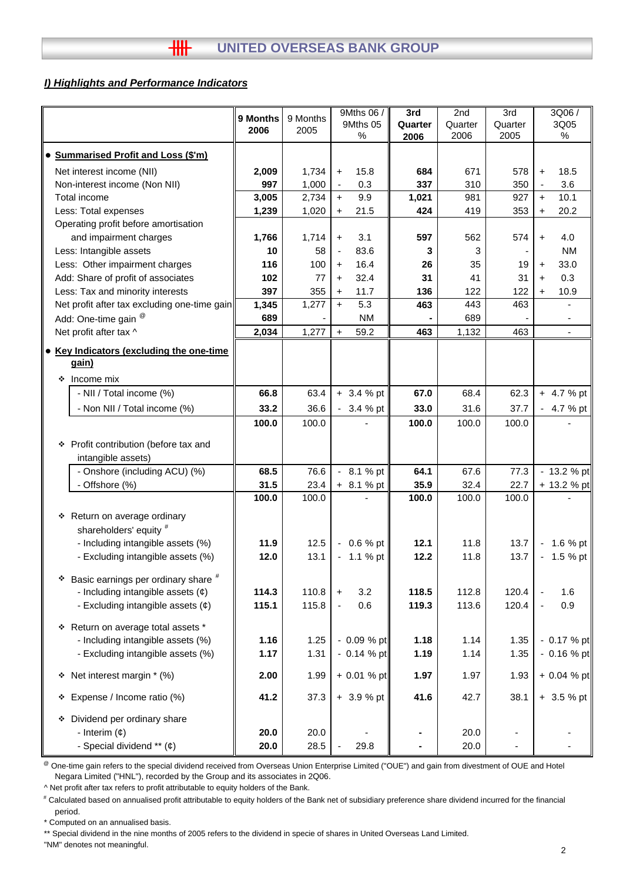## *I) Highlights and Performance Indicators*

| | 9 Months 2006 | 9 Months 2005 | 9Mths 06 / 9Mths 05 % | 3rd Quarter 2006 | 2nd Quarter 2006 | 3rd Quarter 2005 | 3Q06 / 3Q05 % |
|---|---|---|---|---|---|---|---|
| • **Summarised Profit and Loss ($'m)** | | | | | | | |
| Net interest income (NII) | **2,009** | 1,734 | + 15.8 | **684** | 671 | 578 | + 18.5 |
| Non-interest income (Non NII) | **997** | 1,000 | - 0.3 | **337** | 310 | 350 | - 3.6 |
| Total income | **3,005** | 2,734 | + 9.9 | **1,021** | 981 | 927 | + 10.1 |
| Less: Total expenses | **1,239** | 1,020 | + 21.5 | **424** | 419 | 353 | + 20.2 |
| Operating profit before amortisation and impairment charges | **1,766** | 1,714 | + 3.1 | **597** | 562 | 574 | + 4.0 |
| Less: Intangible assets | **10** | 58 | - 83.6 | **3** | 3 | - | NM |
| Less: Other impairment charges | **116** | 100 | + 16.4 | **26** | 35 | 19 | + 33.0 |
| Add: Share of profit of associates | **102** | 77 | + 32.4 | **31** | 41 | 31 | + 0.3 |
| Less: Tax and minority interests | **397** | 355 | + 11.7 | **136** | 122 | 122 | + 10.9 |
| Net profit after tax excluding one-time gain | **1,345** | 1,277 | + 5.3 | **463** | 443 | 463 | - |
| Add: One-time gain @ | **689** | - | NM | **-** | 689 | - | - |
| Net profit after tax ^ | **2,034** | 1,277 | + 59.2 | **463** | 1,132 | 463 | - |
| • **Key Indicators (excluding the one-time gain)** | | | | | | | |
| ❖ Income mix | | | | | | | |
| - NII / Total income (%) | **66.8** | 63.4 | + 3.4 % pt | **67.0** | 68.4 | 62.3 | + 4.7 % pt |
| - Non NII / Total income (%) | **33.2** | 36.6 | - 3.4 % pt | **33.0** | 31.6 | 37.7 | - 4.7 % pt |
| | **100.0** | 100.0 | - | **100.0** | 100.0 | 100.0 | - |
| ❖ Profit contribution (before tax and intangible assets) | | | | | | | |
| - Onshore (including ACU) (%) | **68.5** | 76.6 | - 8.1 % pt | **64.1** | 67.6 | 77.3 | - 13.2 % pt |
| - Offshore (%) | **31.5** | 23.4 | + 8.1 % pt | **35.9** | 32.4 | 22.7 | + 13.2 % pt |
| | **100.0** | 100.0 | - | **100.0** | 100.0 | 100.0 | - |
| ❖ Return on average ordinary shareholders' equity # | | | | | | | |
| - Including intangible assets (%) | **11.9** | 12.5 | - 0.6 % pt | **12.1** | 11.8 | 13.7 | - 1.6 % pt |
| - Excluding intangible assets (%) | **12.0** | 13.1 | - 1.1 % pt | **12.2** | 11.8 | 13.7 | - 1.5 % pt |
| ❖ Basic earnings per ordinary share # | | | | | | | |
| - Including intangible assets (¢) | **114.3** | 110.8 | + 3.2 | **118.5** | 112.8 | 120.4 | - 1.6 |
| - Excluding intangible assets (¢) | **115.1** | 115.8 | - 0.6 | **119.3** | 113.6 | 120.4 | - 0.9 |
| ❖ Return on average total assets * | | | | | | | |
| - Including intangible assets (%) | **1.16** | 1.25 | - 0.09 % pt | **1.18** | 1.14 | 1.35 | - 0.17 % pt |
| - Excluding intangible assets (%) | **1.17** | 1.31 | - 0.14 % pt | **1.19** | 1.14 | 1.35 | - 0.16 % pt |
| ❖ Net interest margin * (%) | **2.00** | 1.99 | + 0.01 % pt | **1.97** | 1.97 | 1.93 | + 0.04 % pt |
| ❖ Expense / Income ratio (%) | **41.2** | 37.3 | + 3.9 % pt | **41.6** | 42.7 | 38.1 | + 3.5 % pt |
| ❖ Dividend per ordinary share | | | | | | | |
| - Interim (¢) | **20.0** | 20.0 | - | **-** | 20.0 | - | - |
| - Special dividend ** (¢) | **20.0** | 28.5 | - 29.8 | **-** | 20.0 | - | - |

@ One-time gain refers to the special dividend received from Overseas Union Enterprise Limited ("OUE") and gain from divestment of OUE and Hotel Negara Limited ("HNL"), recorded by the Group and its associates in 2Q06.

^ Net profit after tax refers to profit attributable to equity holders of the Bank.

# Calculated based on annualised profit attributable to equity holders of the Bank net of subsidiary preference share dividend incurred for the financial period.

* Computed on an annualised basis.

** Special dividend in the nine months of 2005 refers to the dividend in specie of shares in United Overseas Land Limited.

"NM" denotes not meaningful.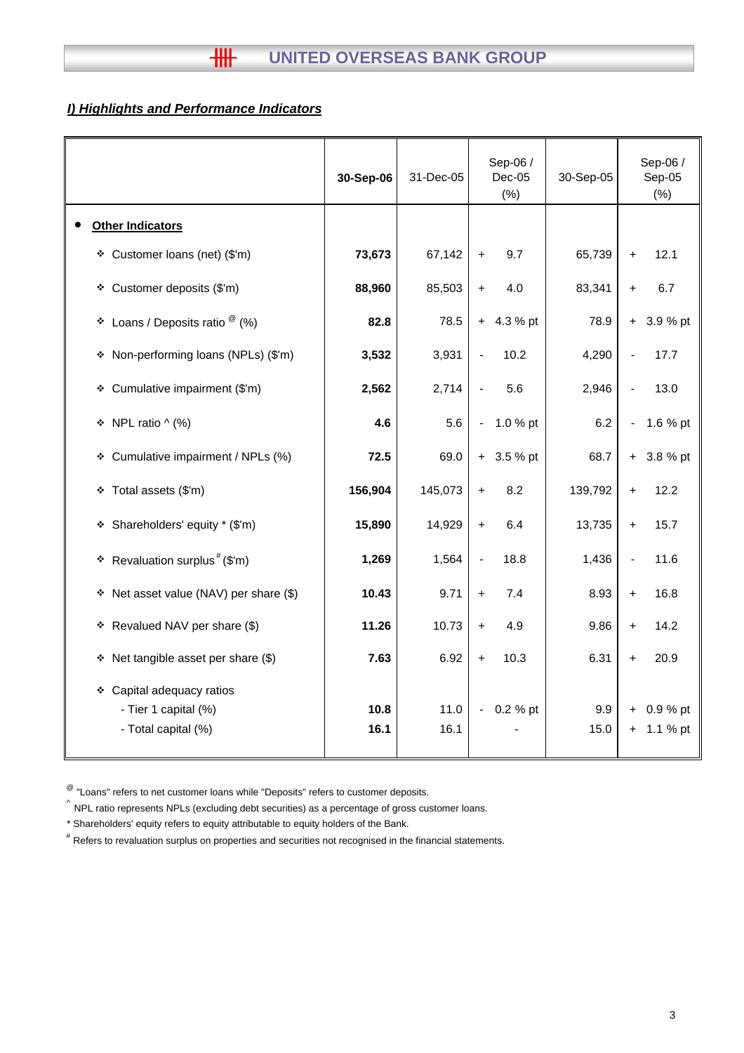## *I) Highlights and Performance Indicators*

| | 30-Sep-06 | 31-Dec-05 | Sep-06 / Dec-05 (%) | 30-Sep-05 | Sep-06 / Sep-05 (%) |
|---|---|---|---|---|---|
| • **Other Indicators** | | | | | |
| ❖ Customer loans (net) ($'m) | **73,673** | 67,142 | + 9.7 | 65,739 | + 12.1 |
| ❖ Customer deposits ($'m) | **88,960** | 85,503 | + 4.0 | 83,341 | + 6.7 |
| ❖ Loans / Deposits ratio @ (%) | **82.8** | 78.5 | + 4.3 % pt | 78.9 | + 3.9 % pt |
| ❖ Non-performing loans (NPLs) ($'m) | **3,532** | 3,931 | - 10.2 | 4,290 | - 17.7 |
| ❖ Cumulative impairment ($'m) | **2,562** | 2,714 | - 5.6 | 2,946 | - 13.0 |
| ❖ NPL ratio ^ (%) | **4.6** | 5.6 | - 1.0 % pt | 6.2 | - 1.6 % pt |
| ❖ Cumulative impairment / NPLs (%) | **72.5** | 69.0 | + 3.5 % pt | 68.7 | + 3.8 % pt |
| ❖ Total assets ($'m) | **156,904** | 145,073 | + 8.2 | 139,792 | + 12.2 |
| ❖ Shareholders' equity * ($'m) | **15,890** | 14,929 | + 6.4 | 13,735 | + 15.7 |
| ❖ Revaluation surplus # ($'m) | **1,269** | 1,564 | - 18.8 | 1,436 | - 11.6 |
| ❖ Net asset value (NAV) per share ($) | **10.43** | 9.71 | + 7.4 | 8.93 | + 16.8 |
| ❖ Revalued NAV per share ($) | **11.26** | 10.73 | + 4.9 | 9.86 | + 14.2 |
| ❖ Net tangible asset per share ($) | **7.63** | 6.92 | + 10.3 | 6.31 | + 20.9 |
| ❖ Capital adequacy ratios | | | | | |
| - Tier 1 capital (%) | **10.8** | 11.0 | - 0.2 % pt | 9.9 | + 0.9 % pt |
| - Total capital (%) | **16.1** | 16.1 | - | 15.0 | + 1.1 % pt |

@ "Loans" refers to net customer loans while "Deposits" refers to customer deposits.

^ NPL ratio represents NPLs (excluding debt securities) as a percentage of gross customer loans.

* Shareholders' equity refers to equity attributable to equity holders of the Bank.

# Refers to revaluation surplus on properties and securities not recognised in the financial statements.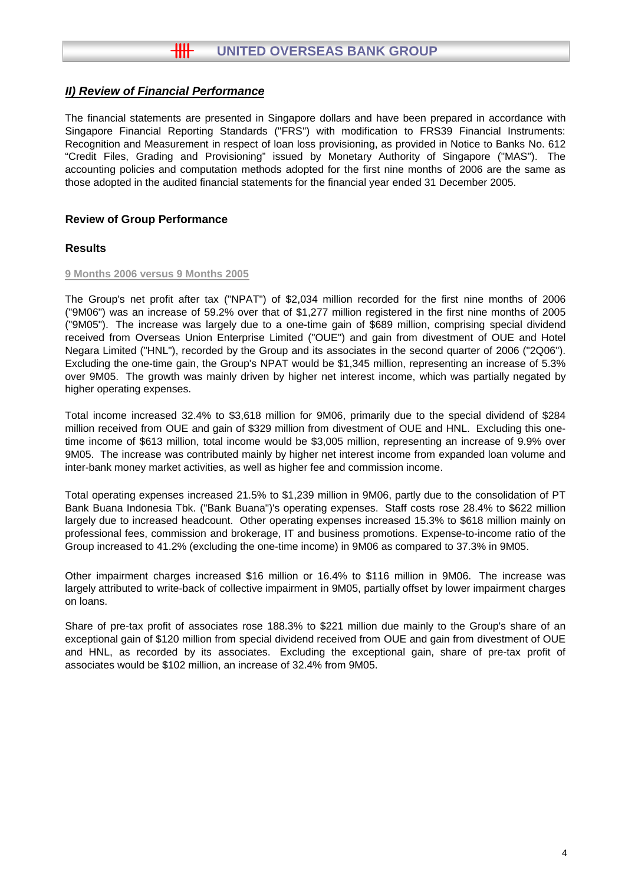## *II) Review of Financial Performance*

The financial statements are presented in Singapore dollars and have been prepared in accordance with Singapore Financial Reporting Standards ("FRS") with modification to FRS39 Financial Instruments: Recognition and Measurement in respect of loan loss provisioning, as provided in Notice to Banks No. 612 "Credit Files, Grading and Provisioning" issued by Monetary Authority of Singapore ("MAS"). The accounting policies and computation methods adopted for the first nine months of 2006 are the same as those adopted in the audited financial statements for the financial year ended 31 December 2005.

### Review of Group Performance

### Results

#### 9 Months 2006 versus 9 Months 2005

The Group's net profit after tax ("NPAT") of $2,034 million recorded for the first nine months of 2006 ("9M06") was an increase of 59.2% over that of $1,277 million registered in the first nine months of 2005 ("9M05"). The increase was largely due to a one-time gain of $689 million, comprising special dividend received from Overseas Union Enterprise Limited ("OUE") and gain from divestment of OUE and Hotel Negara Limited ("HNL"), recorded by the Group and its associates in the second quarter of 2006 ("2Q06"). Excluding the one-time gain, the Group's NPAT would be $1,345 million, representing an increase of 5.3% over 9M05. The growth was mainly driven by higher net interest income, which was partially negated by higher operating expenses.

Total income increased 32.4% to $3,618 million for 9M06, primarily due to the special dividend of $284 million received from OUE and gain of $329 million from divestment of OUE and HNL. Excluding this one-time income of $613 million, total income would be $3,005 million, representing an increase of 9.9% over 9M05. The increase was contributed mainly by higher net interest income from expanded loan volume and inter-bank money market activities, as well as higher fee and commission income.

Total operating expenses increased 21.5% to $1,239 million in 9M06, partly due to the consolidation of PT Bank Buana Indonesia Tbk. ("Bank Buana")'s operating expenses. Staff costs rose 28.4% to $622 million largely due to increased headcount. Other operating expenses increased 15.3% to $618 million mainly on professional fees, commission and brokerage, IT and business promotions. Expense-to-income ratio of the Group increased to 41.2% (excluding the one-time income) in 9M06 as compared to 37.3% in 9M05.

Other impairment charges increased $16 million or 16.4% to $116 million in 9M06. The increase was largely attributed to write-back of collective impairment in 9M05, partially offset by lower impairment charges on loans.

Share of pre-tax profit of associates rose 188.3% to $221 million due mainly to the Group's share of an exceptional gain of $120 million from special dividend received from OUE and gain from divestment of OUE and HNL, as recorded by its associates. Excluding the exceptional gain, share of pre-tax profit of associates would be $102 million, an increase of 32.4% from 9M05.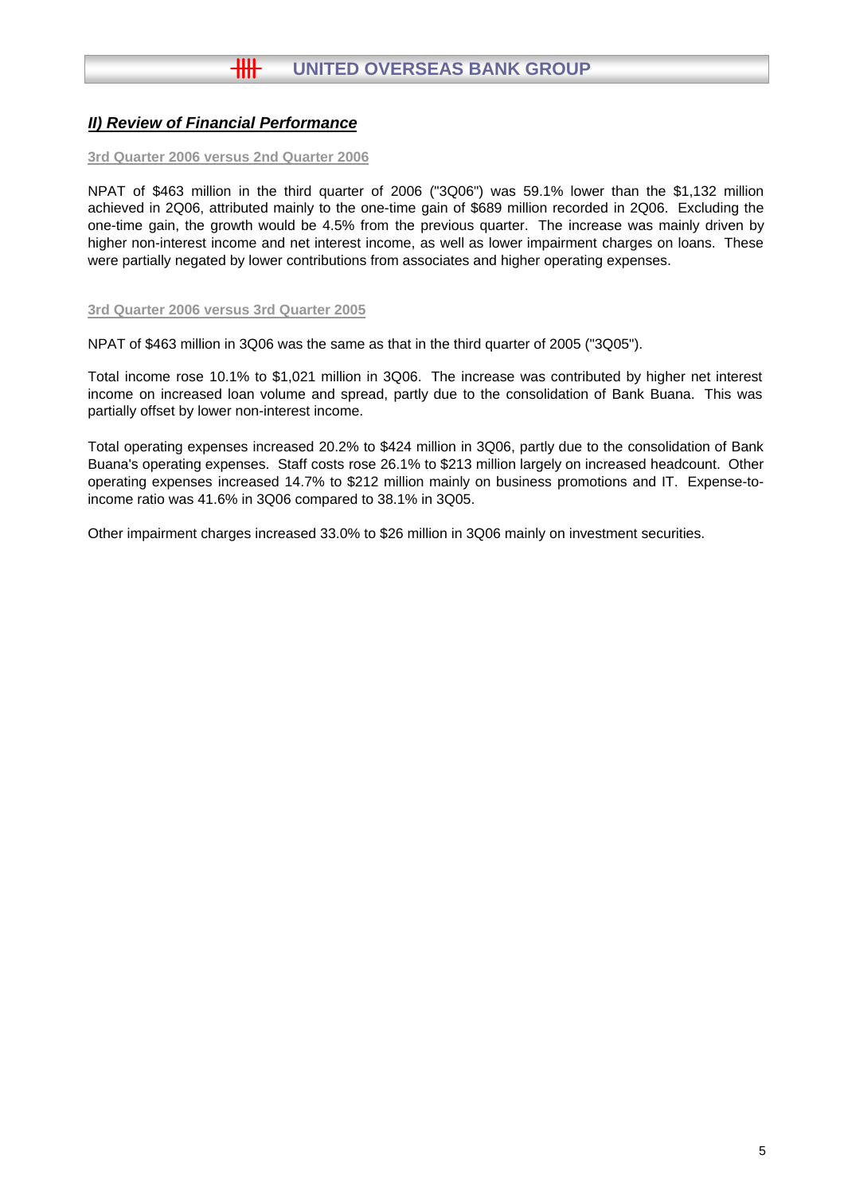## *II) Review of Financial Performance*

### 3rd Quarter 2006 versus 2nd Quarter 2006

NPAT of $463 million in the third quarter of 2006 ("3Q06") was 59.1% lower than the $1,132 million achieved in 2Q06, attributed mainly to the one-time gain of $689 million recorded in 2Q06. Excluding the one-time gain, the growth would be 4.5% from the previous quarter. The increase was mainly driven by higher non-interest income and net interest income, as well as lower impairment charges on loans. These were partially negated by lower contributions from associates and higher operating expenses.

### 3rd Quarter 2006 versus 3rd Quarter 2005

NPAT of $463 million in 3Q06 was the same as that in the third quarter of 2005 ("3Q05").

Total income rose 10.1% to $1,021 million in 3Q06. The increase was contributed by higher net interest income on increased loan volume and spread, partly due to the consolidation of Bank Buana. This was partially offset by lower non-interest income.

Total operating expenses increased 20.2% to $424 million in 3Q06, partly due to the consolidation of Bank Buana's operating expenses. Staff costs rose 26.1% to $213 million largely on increased headcount. Other operating expenses increased 14.7% to $212 million mainly on business promotions and IT. Expense-to-income ratio was 41.6% in 3Q06 compared to 38.1% in 3Q05.

Other impairment charges increased 33.0% to $26 million in 3Q06 mainly on investment securities.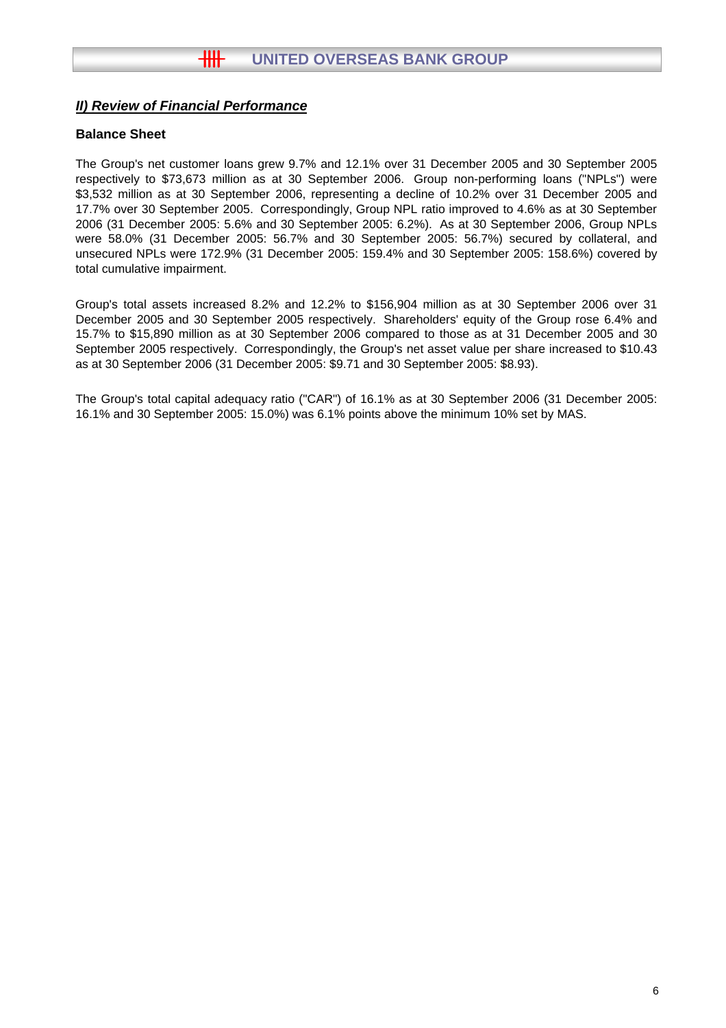## *II) Review of Financial Performance*

### Balance Sheet

The Group's net customer loans grew 9.7% and 12.1% over 31 December 2005 and 30 September 2005 respectively to $73,673 million as at 30 September 2006. Group non-performing loans ("NPLs") were $3,532 million as at 30 September 2006, representing a decline of 10.2% over 31 December 2005 and 17.7% over 30 September 2005. Correspondingly, Group NPL ratio improved to 4.6% as at 30 September 2006 (31 December 2005: 5.6% and 30 September 2005: 6.2%). As at 30 September 2006, Group NPLs were 58.0% (31 December 2005: 56.7% and 30 September 2005: 56.7%) secured by collateral, and unsecured NPLs were 172.9% (31 December 2005: 159.4% and 30 September 2005: 158.6%) covered by total cumulative impairment.

Group's total assets increased 8.2% and 12.2% to $156,904 million as at 30 September 2006 over 31 December 2005 and 30 September 2005 respectively. Shareholders' equity of the Group rose 6.4% and 15.7% to $15,890 million as at 30 September 2006 compared to those as at 31 December 2005 and 30 September 2005 respectively. Correspondingly, the Group's net asset value per share increased to $10.43 as at 30 September 2006 (31 December 2005: $9.71 and 30 September 2005: $8.93).

The Group's total capital adequacy ratio ("CAR") of 16.1% as at 30 September 2006 (31 December 2005: 16.1% and 30 September 2005: 15.0%) was 6.1% points above the minimum 10% set by MAS.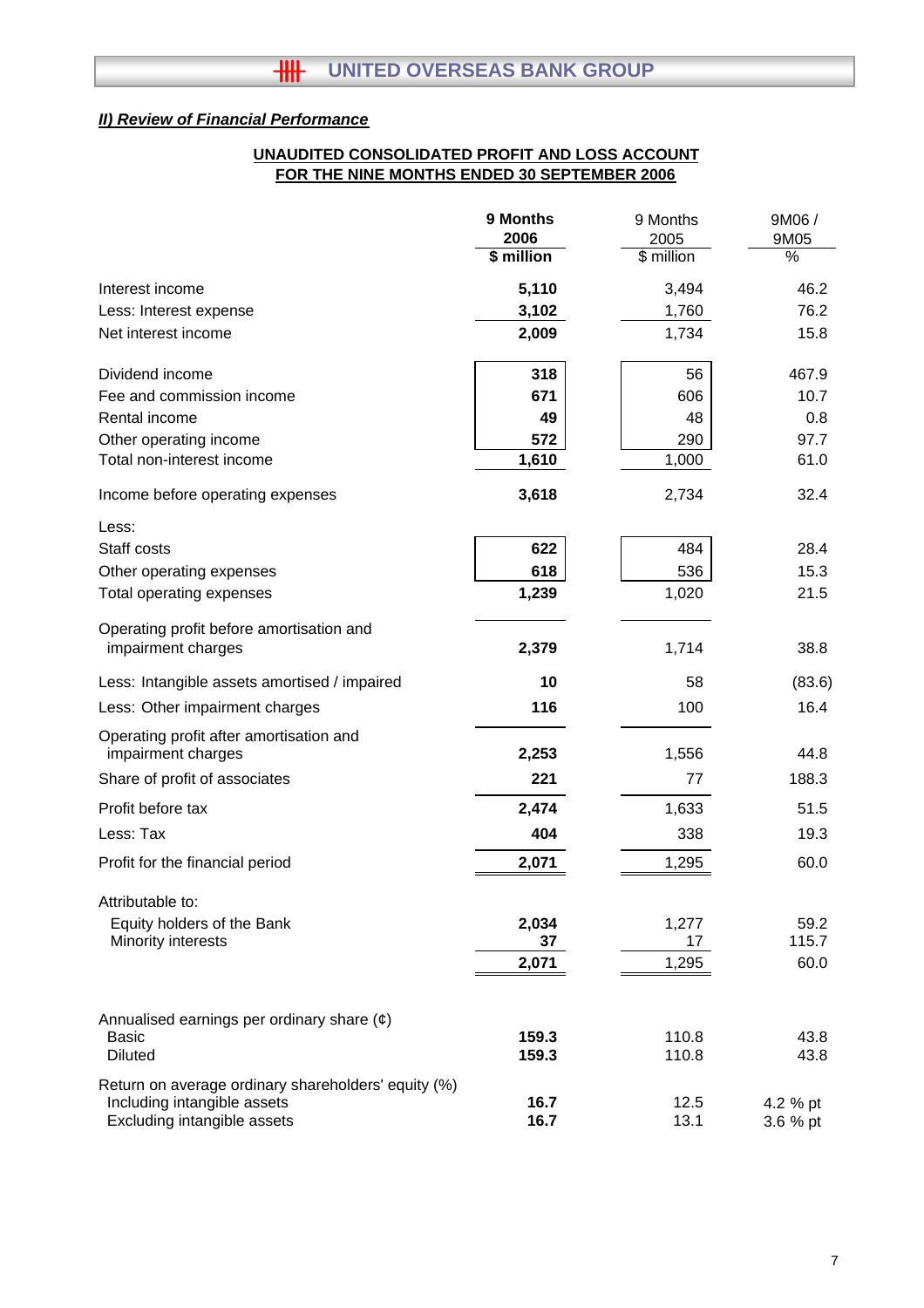## II) Review of Financial Performance

**UNAUDITED CONSOLIDATED PROFIT AND LOSS ACCOUNT**
**FOR THE NINE MONTHS ENDED 30 SEPTEMBER 2006**

| | **9 Months 2006 $ million** | 9 Months 2005 $ million | 9M06 / 9M05 % |
|---|---|---|---|
| Interest income | **5,110** | 3,494 | 46.2 |
| Less: Interest expense | **3,102** | 1,760 | 76.2 |
| Net interest income | **2,009** | 1,734 | 15.8 |
| | | | |
| Dividend income | **318** | 56 | 467.9 |
| Fee and commission income | **671** | 606 | 10.7 |
| Rental income | **49** | 48 | 0.8 |
| Other operating income | **572** | 290 | 97.7 |
| Total non-interest income | **1,610** | 1,000 | 61.0 |
| | | | |
| Income before operating expenses | **3,618** | 2,734 | 32.4 |
| | | | |
| Less: | | | |
| Staff costs | **622** | 484 | 28.4 |
| Other operating expenses | **618** | 536 | 15.3 |
| Total operating expenses | **1,239** | 1,020 | 21.5 |
| | | | |
| Operating profit before amortisation and impairment charges | **2,379** | 1,714 | 38.8 |
| | | | |
| Less: Intangible assets amortised / impaired | **10** | 58 | (83.6) |
| Less: Other impairment charges | **116** | 100 | 16.4 |
| | | | |
| Operating profit after amortisation and impairment charges | **2,253** | 1,556 | 44.8 |
| Share of profit of associates | **221** | 77 | 188.3 |
| Profit before tax | **2,474** | 1,633 | 51.5 |
| Less: Tax | **404** | 338 | 19.3 |
| Profit for the financial period | **2,071** | 1,295 | 60.0 |
| | | | |
| Attributable to: | | | |
| Equity holders of the Bank | **2,034** | 1,277 | 59.2 |
| Minority interests | **37** | 17 | 115.7 |
| | **2,071** | 1,295 | 60.0 |
| | | | |
| Annualised earnings per ordinary share (¢) | | | |
| Basic | **159.3** | 110.8 | 43.8 |
| Diluted | **159.3** | 110.8 | 43.8 |
| | | | |
| Return on average ordinary shareholders' equity (%) | | | |
| Including intangible assets | **16.7** | 12.5 | 4.2 % pt |
| Excluding intangible assets | **16.7** | 13.1 | 3.6 % pt |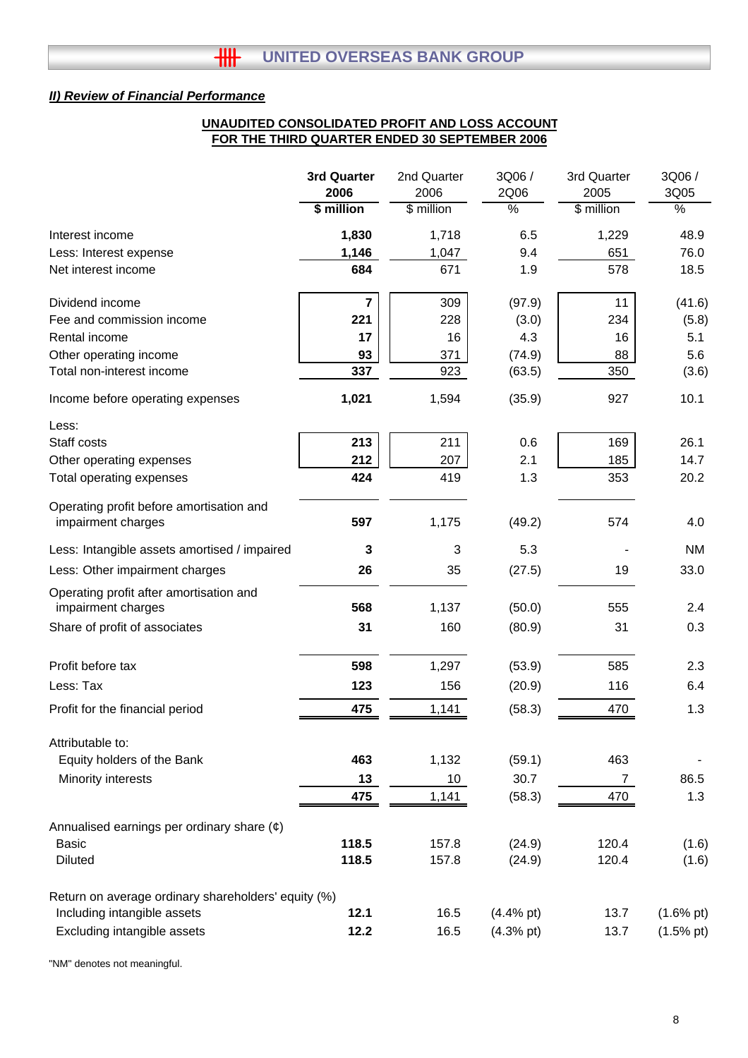## *II) Review of Financial Performance*

**UNAUDITED CONSOLIDATED PROFIT AND LOSS ACCOUNT**
**FOR THE THIRD QUARTER ENDED 30 SEPTEMBER 2006**

| | **3rd Quarter 2006** | 2nd Quarter 2006 | 3Q06 / 2Q06 | 3rd Quarter 2005 | 3Q06 / 3Q05 |
|---|---|---|---|---|---|
| | **$ million** | $ million | % | $ million | % |
| Interest income | **1,830** | 1,718 | 6.5 | 1,229 | 48.9 |
| Less: Interest expense | **1,146** | 1,047 | 9.4 | 651 | 76.0 |
| Net interest income | **684** | 671 | 1.9 | 578 | 18.5 |
| Dividend income | **7** | 309 | (97.9) | 11 | (41.6) |
| Fee and commission income | **221** | 228 | (3.0) | 234 | (5.8) |
| Rental income | **17** | 16 | 4.3 | 16 | 5.1 |
| Other operating income | **93** | 371 | (74.9) | 88 | 5.6 |
| Total non-interest income | **337** | 923 | (63.5) | 350 | (3.6) |
| Income before operating expenses | **1,021** | 1,594 | (35.9) | 927 | 10.1 |
| Less: | | | | | |
| Staff costs | **213** | 211 | 0.6 | 169 | 26.1 |
| Other operating expenses | **212** | 207 | 2.1 | 185 | 14.7 |
| Total operating expenses | **424** | 419 | 1.3 | 353 | 20.2 |
| Operating profit before amortisation and impairment charges | **597** | 1,175 | (49.2) | 574 | 4.0 |
| Less: Intangible assets amortised / impaired | **3** | 3 | 5.3 | - | NM |
| Less: Other impairment charges | **26** | 35 | (27.5) | 19 | 33.0 |
| Operating profit after amortisation and impairment charges | **568** | 1,137 | (50.0) | 555 | 2.4 |
| Share of profit of associates | **31** | 160 | (80.9) | 31 | 0.3 |
| Profit before tax | **598** | 1,297 | (53.9) | 585 | 2.3 |
| Less: Tax | **123** | 156 | (20.9) | 116 | 6.4 |
| Profit for the financial period | **475** | 1,141 | (58.3) | 470 | 1.3 |
| Attributable to: | | | | | |
| Equity holders of the Bank | **463** | 1,132 | (59.1) | 463 | - |
| Minority interests | **13** | 10 | 30.7 | 7 | 86.5 |
| | **475** | 1,141 | (58.3) | 470 | 1.3 |
| Annualised earnings per ordinary share (¢) | | | | | |
| Basic | **118.5** | 157.8 | (24.9) | 120.4 | (1.6) |
| Diluted | **118.5** | 157.8 | (24.9) | 120.4 | (1.6) |
| Return on average ordinary shareholders' equity (%) | | | | | |
| Including intangible assets | **12.1** | 16.5 | (4.4% pt) | 13.7 | (1.6% pt) |
| Excluding intangible assets | **12.2** | 16.5 | (4.3% pt) | 13.7 | (1.5% pt) |

"NM" denotes not meaningful.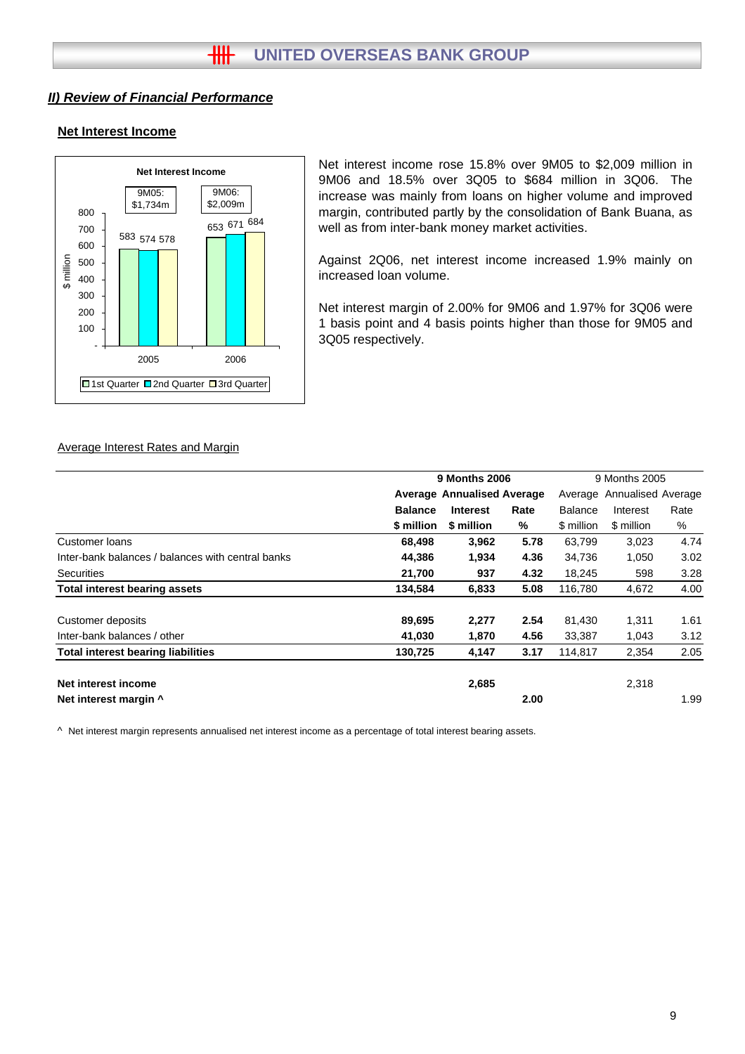## II) Review of Financial Performance

### Net Interest Income

Net Interest Income

| | 1st Quarter | 2nd Quarter | 3rd Quarter |
|---|---|---|---|
| 2005 (9M05: $1,734m) | 583 | 574 | 578 |
| 2006 (9M06: $2,009m) | 653 | 671 | 684 |

($ million)

Net interest income rose 15.8% over 9M05 to $2,009 million in 9M06 and 18.5% over 3Q05 to $684 million in 3Q06. The increase was mainly from loans on higher volume and improved margin, contributed partly by the consolidation of Bank Buana, as well as from inter-bank money market activities.

Against 2Q06, net interest income increased 1.9% mainly on increased loan volume.

Net interest margin of 2.00% for 9M06 and 1.97% for 3Q06 were 1 basis point and 4 basis points higher than those for 9M05 and 3Q05 respectively.

Average Interest Rates and Margin

| | **9 Months 2006** | | | 9 Months 2005 | | |
|---|---|---|---|---|---|---|
| | **Average Balance** | **Annualised Interest** | **Average Rate** | Average Balance | Annualised Interest | Average Rate |
| | **$ million** | **$ million** | **%** | $ million | $ million | % |
| Customer loans | **68,498** | **3,962** | **5.78** | 63,799 | 3,023 | 4.74 |
| Inter-bank balances / balances with central banks | **44,386** | **1,934** | **4.36** | 34,736 | 1,050 | 3.02 |
| Securities | **21,700** | **937** | **4.32** | 18,245 | 598 | 3.28 |
| **Total interest bearing assets** | **134,584** | **6,833** | **5.08** | 116,780 | 4,672 | 4.00 |
| | | | | | | |
| Customer deposits | **89,695** | **2,277** | **2.54** | 81,430 | 1,311 | 1.61 |
| Inter-bank balances / other | **41,030** | **1,870** | **4.56** | 33,387 | 1,043 | 3.12 |
| **Total interest bearing liabilities** | **130,725** | **4,147** | **3.17** | 114,817 | 2,354 | 2.05 |
| | | | | | | |
| **Net interest income** | | **2,685** | | | 2,318 | |
| **Net interest margin ^** | | | **2.00** | | | 1.99 |

^ Net interest margin represents annualised net interest income as a percentage of total interest bearing assets.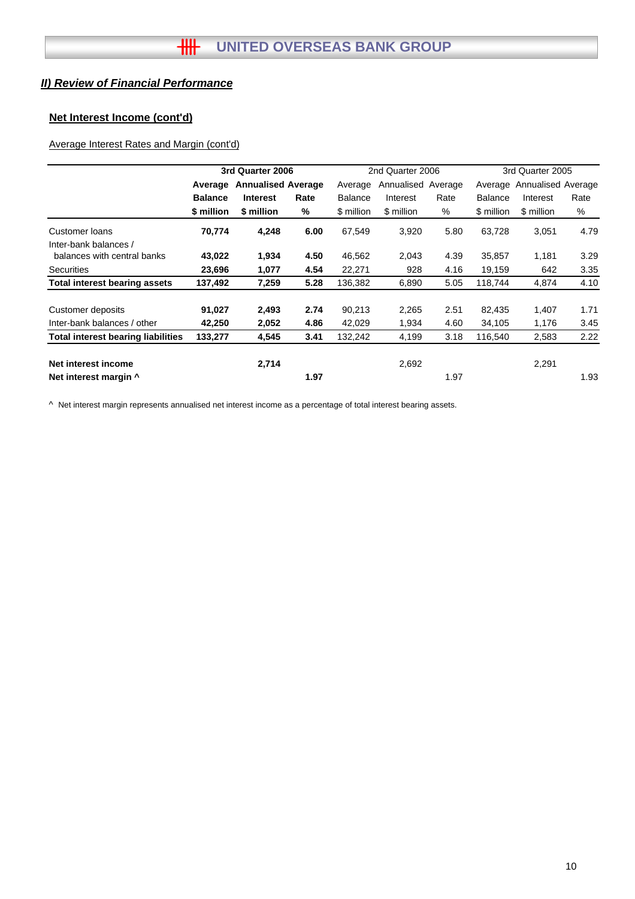## *II) Review of Financial Performance*

### Net Interest Income (cont'd)

Average Interest Rates and Margin (cont'd)

| | **3rd Quarter 2006** | | | 2nd Quarter 2006 | | | 3rd Quarter 2005 | | |
|---|---|---|---|---|---|---|---|---|---|
| | **Average Balance** | **Annualised Interest** | **Average Rate** | Average Balance | Annualised Interest | Average Rate | Average Balance | Annualised Interest | Average Rate |
| | **$ million** | **$ million** | **%** | $ million | $ million | % | $ million | $ million | % |
| Customer loans | **70,774** | **4,248** | **6.00** | 67,549 | 3,920 | 5.80 | 63,728 | 3,051 | 4.79 |
| Inter-bank balances / balances with central banks | **43,022** | **1,934** | **4.50** | 46,562 | 2,043 | 4.39 | 35,857 | 1,181 | 3.29 |
| Securities | **23,696** | **1,077** | **4.54** | 22,271 | 928 | 4.16 | 19,159 | 642 | 3.35 |
| **Total interest bearing assets** | **137,492** | **7,259** | **5.28** | 136,382 | 6,890 | 5.05 | 118,744 | 4,874 | 4.10 |
| Customer deposits | **91,027** | **2,493** | **2.74** | 90,213 | 2,265 | 2.51 | 82,435 | 1,407 | 1.71 |
| Inter-bank balances / other | **42,250** | **2,052** | **4.86** | 42,029 | 1,934 | 4.60 | 34,105 | 1,176 | 3.45 |
| **Total interest bearing liabilities** | **133,277** | **4,545** | **3.41** | 132,242 | 4,199 | 3.18 | 116,540 | 2,583 | 2.22 |
| **Net interest income** | | **2,714** | | | 2,692 | | | 2,291 | |
| **Net interest margin ^** | | | **1.97** | | | 1.97 | | | 1.93 |

^ Net interest margin represents annualised net interest income as a percentage of total interest bearing assets.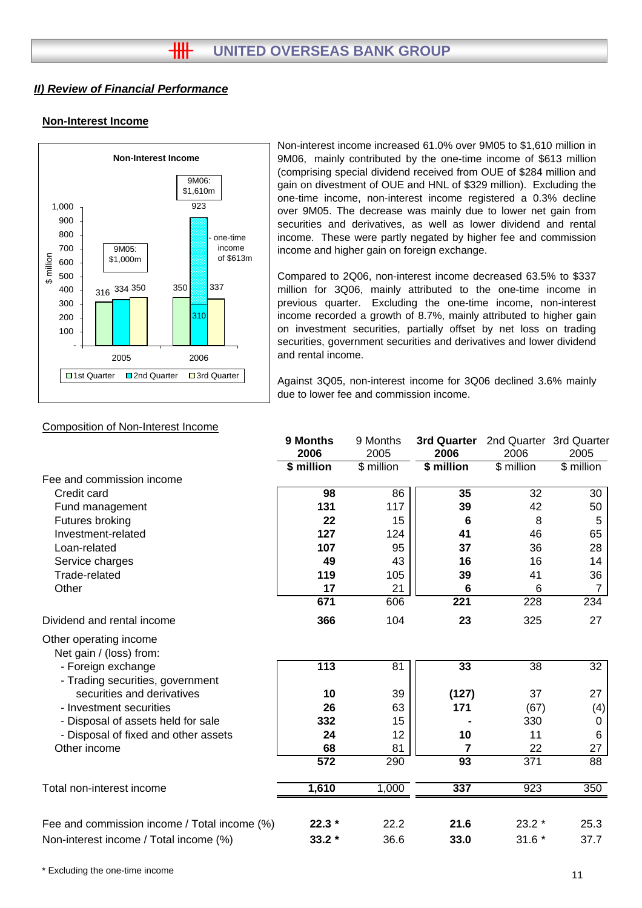## II) Review of Financial Performance

### Non-Interest Income

**Non-Interest Income**

| $ million | 1st Quarter | 2nd Quarter | 3rd Quarter |
|---|---|---|---|
| 2005 (9M05: $1,000m) | 316 | 334 | 350 |
| 2006 (9M06: $1,610m) | 350 | 923 (310 + one-time income of $613m) | 337 |

Non-interest income increased 61.0% over 9M05 to $1,610 million in 9M06, mainly contributed by the one-time income of $613 million (comprising special dividend received from OUE of $284 million and gain on divestment of OUE and HNL of $329 million). Excluding the one-time income, non-interest income registered a 0.3% decline over 9M05. The decrease was mainly due to lower net gain from securities and derivatives, as well as lower dividend and rental income. These were partly negated by higher fee and commission income and higher gain on foreign exchange.

Compared to 2Q06, non-interest income decreased 63.5% to $337 million for 3Q06, mainly attributed to the one-time income in previous quarter. Excluding the one-time income, non-interest income recorded a growth of 8.7%, mainly attributed to higher gain on investment securities, partially offset by net loss on trading securities, government securities and derivatives and lower dividend and rental income.

Against 3Q05, non-interest income for 3Q06 declined 3.6% mainly due to lower fee and commission income.

Composition of Non-Interest Income

| | **9 Months 2006** | 9 Months 2005 | **3rd Quarter 2006** | 2nd Quarter 2006 | 3rd Quarter 2005 |
|---|---|---|---|---|---|
| | **$ million** | $ million | **$ million** | $ million | $ million |
| Fee and commission income | | | | | |
| Credit card | **98** | 86 | **35** | 32 | 30 |
| Fund management | **131** | 117 | **39** | 42 | 50 |
| Futures broking | **22** | 15 | **6** | 8 | 5 |
| Investment-related | **127** | 124 | **41** | 46 | 65 |
| Loan-related | **107** | 95 | **37** | 36 | 28 |
| Service charges | **49** | 43 | **16** | 16 | 14 |
| Trade-related | **119** | 105 | **39** | 41 | 36 |
| Other | **17** | 21 | **6** | 6 | 7 |
| | **671** | 606 | **221** | 228 | 234 |
| Dividend and rental income | **366** | 104 | **23** | 325 | 27 |
| Other operating income | | | | | |
| Net gain / (loss) from: | | | | | |
| - Foreign exchange | **113** | 81 | **33** | 38 | 32 |
| - Trading securities, government securities and derivatives | **10** | 39 | **(127)** | 37 | 27 |
| - Investment securities | **26** | 63 | **171** | (67) | (4) |
| - Disposal of assets held for sale | **332** | 15 | **-** | 330 | 0 |
| - Disposal of fixed and other assets | **24** | 12 | **10** | 11 | 6 |
| Other income | **68** | 81 | **7** | 22 | 27 |
| | **572** | 290 | **93** | 371 | 88 |
| Total non-interest income | **1,610** | 1,000 | **337** | 923 | 350 |
| Fee and commission income / Total income (%) | **22.3 *** | 22.2 | **21.6** | 23.2 * | 25.3 |
| Non-interest income / Total income (%) | **33.2 *** | 36.6 | **33.0** | 31.6 * | 37.7 |

\* Excluding the one-time income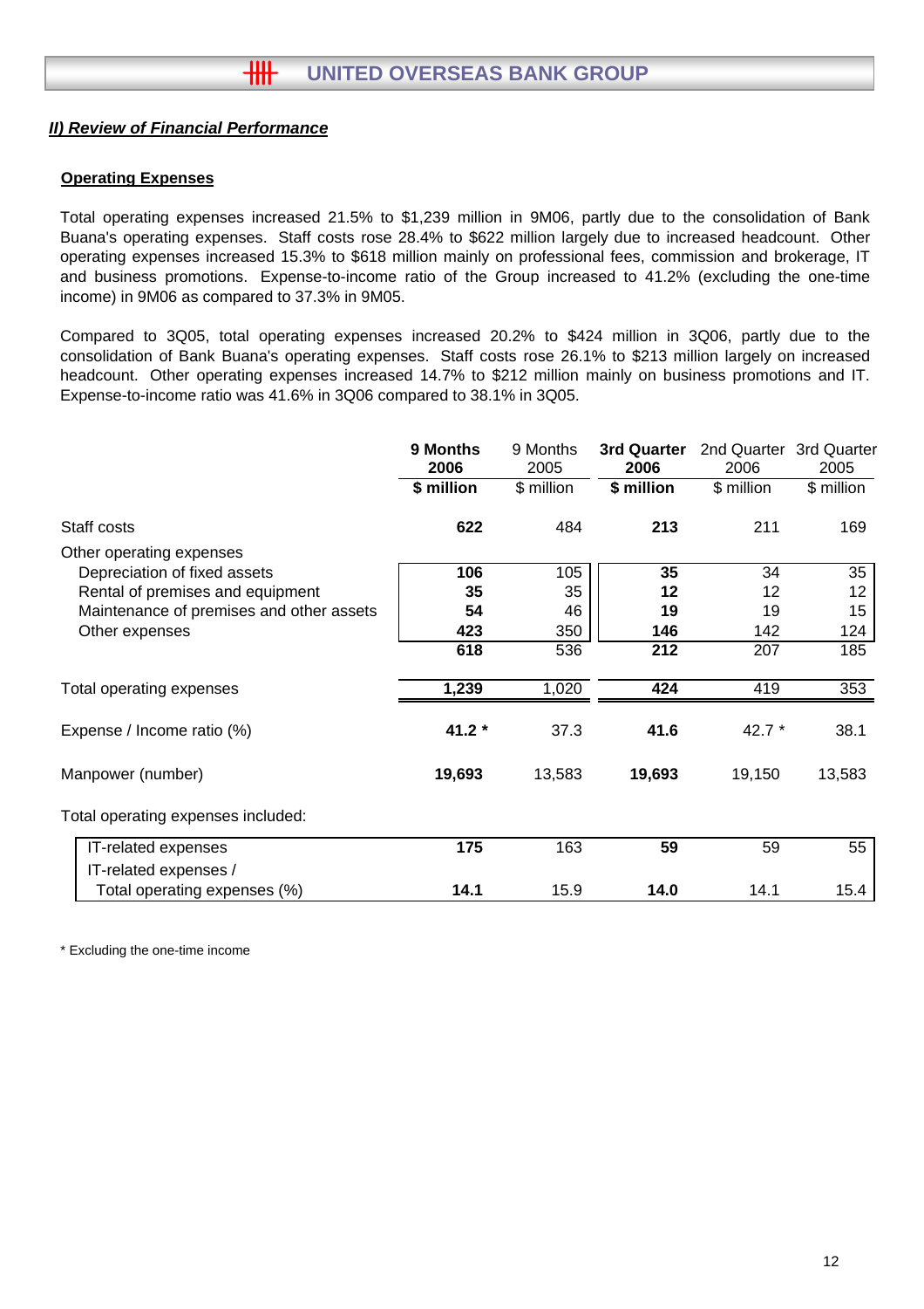## *II) Review of Financial Performance*

### Operating Expenses

Total operating expenses increased 21.5% to $1,239 million in 9M06, partly due to the consolidation of Bank Buana's operating expenses. Staff costs rose 28.4% to $622 million largely due to increased headcount. Other operating expenses increased 15.3% to $618 million mainly on professional fees, commission and brokerage, IT and business promotions. Expense-to-income ratio of the Group increased to 41.2% (excluding the one-time income) in 9M06 as compared to 37.3% in 9M05.

Compared to 3Q05, total operating expenses increased 20.2% to $424 million in 3Q06, partly due to the consolidation of Bank Buana's operating expenses. Staff costs rose 26.1% to $213 million largely on increased headcount. Other operating expenses increased 14.7% to $212 million mainly on business promotions and IT. Expense-to-income ratio was 41.6% in 3Q06 compared to 38.1% in 3Q05.

| | **9 Months 2006** | 9 Months 2005 | **3rd Quarter 2006** | 2nd Quarter 2006 | 3rd Quarter 2005 |
|---|---|---|---|---|---|
| | **$ million** | $ million | **$ million** | $ million | $ million |
| Staff costs | **622** | 484 | **213** | 211 | 169 |
| Other operating expenses | | | | | |
| Depreciation of fixed assets | **106** | 105 | **35** | 34 | 35 |
| Rental of premises and equipment | **35** | 35 | **12** | 12 | 12 |
| Maintenance of premises and other assets | **54** | 46 | **19** | 19 | 15 |
| Other expenses | **423** | 350 | **146** | 142 | 124 |
| | **618** | 536 | **212** | 207 | 185 |
| Total operating expenses | **1,239** | 1,020 | **424** | 419 | 353 |
| Expense / Income ratio (%) | **41.2 *** | 37.3 | **41.6** | 42.7 * | 38.1 |
| Manpower (number) | **19,693** | 13,583 | **19,693** | 19,150 | 13,583 |
| Total operating expenses included: | | | | | |
| IT-related expenses | **175** | 163 | **59** | 59 | 55 |
| IT-related expenses / Total operating expenses (%) | **14.1** | 15.9 | **14.0** | 14.1 | 15.4 |

\* Excluding the one-time income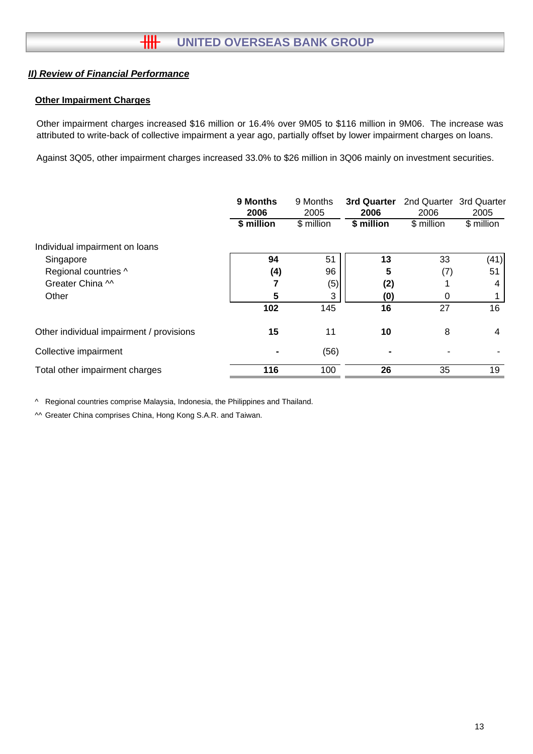## *II) Review of Financial Performance*

**Other Impairment Charges**

Other impairment charges increased $16 million or 16.4% over 9M05 to $116 million in 9M06. The increase was attributed to write-back of collective impairment a year ago, partially offset by lower impairment charges on loans.

Against 3Q05, other impairment charges increased 33.0% to $26 million in 3Q06 mainly on investment securities.

| | **9 Months 2006** | 9 Months 2005 | **3rd Quarter 2006** | 2nd Quarter 2006 | 3rd Quarter 2005 |
|---|---|---|---|---|---|
| | **$ million** | $ million | **$ million** | $ million | $ million |
| Individual impairment on loans | | | | | |
| Singapore | **94** | 51 | **13** | 33 | (41) |
| Regional countries ^ | **(4)** | 96 | **5** | (7) | 51 |
| Greater China ^^ | **7** | (5) | **(2)** | 1 | 4 |
| Other | **5** | 3 | **(0)** | 0 | 1 |
| | **102** | 145 | **16** | 27 | 16 |
| Other individual impairment / provisions | **15** | 11 | **10** | 8 | 4 |
| Collective impairment | **-** | (56) | **-** | - | - |
| Total other impairment charges | **116** | 100 | **26** | 35 | 19 |

^ Regional countries comprise Malaysia, Indonesia, the Philippines and Thailand.

^^ Greater China comprises China, Hong Kong S.A.R. and Taiwan.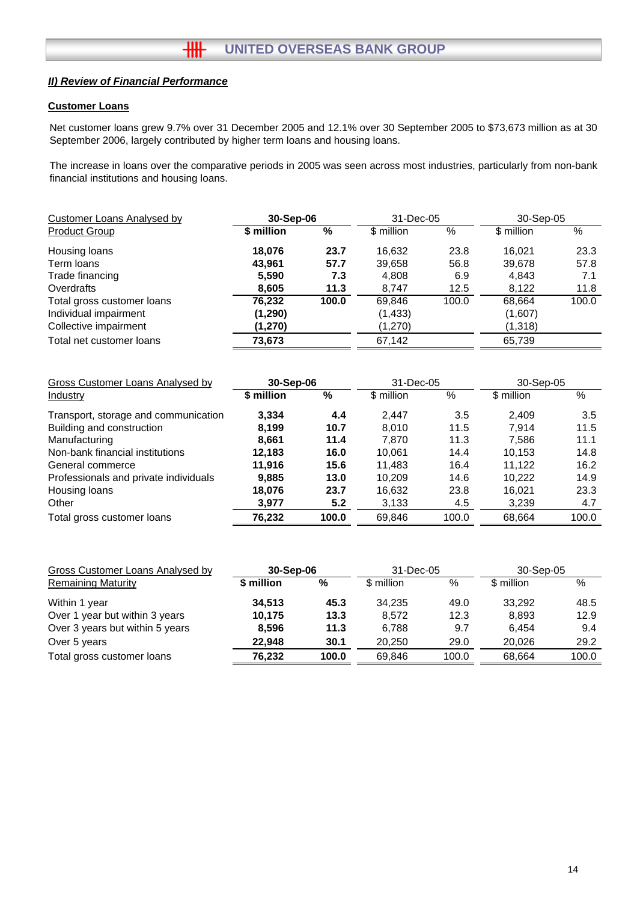## *II) Review of Financial Performance*

### Customer Loans

Net customer loans grew 9.7% over 31 December 2005 and 12.1% over 30 September 2005 to $73,673 million as at 30 September 2006, largely contributed by higher term loans and housing loans.

The increase in loans over the comparative periods in 2005 was seen across most industries, particularly from non-bank financial institutions and housing loans.

| Customer Loans Analysed by Product Group | **30-Sep-06** | | 31-Dec-05 | | 30-Sep-05 | |
|---|---|---|---|---|---|---|
| | **$ million** | **%** | $ million | % | $ million | % |
| Housing loans | **18,076** | **23.7** | 16,632 | 23.8 | 16,021 | 23.3 |
| Term loans | **43,961** | **57.7** | 39,658 | 56.8 | 39,678 | 57.8 |
| Trade financing | **5,590** | **7.3** | 4,808 | 6.9 | 4,843 | 7.1 |
| Overdrafts | **8,605** | **11.3** | 8,747 | 12.5 | 8,122 | 11.8 |
| Total gross customer loans | **76,232** | **100.0** | 69,846 | 100.0 | 68,664 | 100.0 |
| Individual impairment | **(1,290)** | | (1,433) | | (1,607) | |
| Collective impairment | **(1,270)** | | (1,270) | | (1,318) | |
| Total net customer loans | **73,673** | | 67,142 | | 65,739 | |

| Gross Customer Loans Analysed by Industry | **30-Sep-06** | | 31-Dec-05 | | 30-Sep-05 | |
|---|---|---|---|---|---|---|
| | **$ million** | **%** | $ million | % | $ million | % |
| Transport, storage and communication | **3,334** | **4.4** | 2,447 | 3.5 | 2,409 | 3.5 |
| Building and construction | **8,199** | **10.7** | 8,010 | 11.5 | 7,914 | 11.5 |
| Manufacturing | **8,661** | **11.4** | 7,870 | 11.3 | 7,586 | 11.1 |
| Non-bank financial institutions | **12,183** | **16.0** | 10,061 | 14.4 | 10,153 | 14.8 |
| General commerce | **11,916** | **15.6** | 11,483 | 16.4 | 11,122 | 16.2 |
| Professionals and private individuals | **9,885** | **13.0** | 10,209 | 14.6 | 10,222 | 14.9 |
| Housing loans | **18,076** | **23.7** | 16,632 | 23.8 | 16,021 | 23.3 |
| Other | **3,977** | **5.2** | 3,133 | 4.5 | 3,239 | 4.7 |
| Total gross customer loans | **76,232** | **100.0** | 69,846 | 100.0 | 68,664 | 100.0 |

| Gross Customer Loans Analysed by Remaining Maturity | **30-Sep-06** | | 31-Dec-05 | | 30-Sep-05 | |
|---|---|---|---|---|---|---|
| | **$ million** | **%** | $ million | % | $ million | % |
| Within 1 year | **34,513** | **45.3** | 34,235 | 49.0 | 33,292 | 48.5 |
| Over 1 year but within 3 years | **10,175** | **13.3** | 8,572 | 12.3 | 8,893 | 12.9 |
| Over 3 years but within 5 years | **8,596** | **11.3** | 6,788 | 9.7 | 6,454 | 9.4 |
| Over 5 years | **22,948** | **30.1** | 20,250 | 29.0 | 20,026 | 29.2 |
| Total gross customer loans | **76,232** | **100.0** | 69,846 | 100.0 | 68,664 | 100.0 |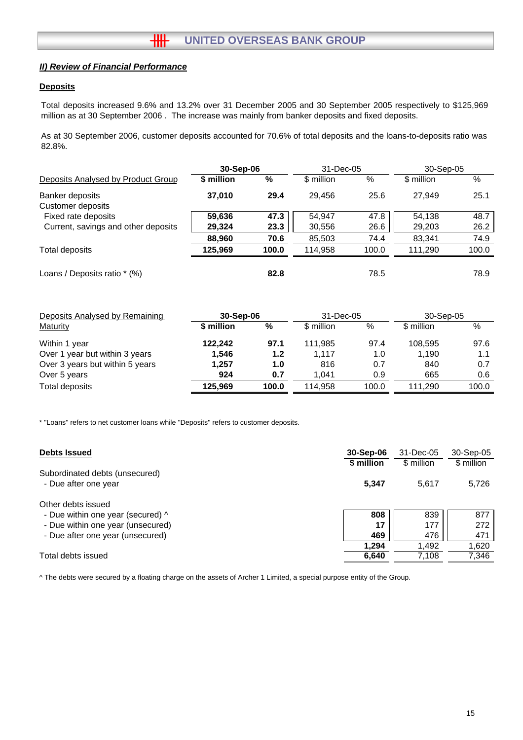## ***II) Review of Financial Performance***

**Deposits**

Total deposits increased 9.6% and 13.2% over 31 December 2005 and 30 September 2005 respectively to $125,969 million as at 30 September 2006 . The increase was mainly from banker deposits and fixed deposits.

As at 30 September 2006, customer deposits accounted for 70.6% of total deposits and the loans-to-deposits ratio was 82.8%.

| Deposits Analysed by Product Group | **30-Sep-06** | | 31-Dec-05 | | 30-Sep-05 | |
|---|---|---|---|---|---|---|
| | **$ million** | **%** | $ million | % | $ million | % |
| Banker deposits | **37,010** | **29.4** | 29,456 | 25.6 | 27,949 | 25.1 |
| Customer deposits | | | | | | |
| Fixed rate deposits | **59,636** | **47.3** | 54,947 | 47.8 | 54,138 | 48.7 |
| Current, savings and other deposits | **29,324** | **23.3** | 30,556 | 26.6 | 29,203 | 26.2 |
| | **88,960** | **70.6** | 85,503 | 74.4 | 83,341 | 74.9 |
| Total deposits | **125,969** | **100.0** | 114,958 | 100.0 | 111,290 | 100.0 |
| Loans / Deposits ratio * (%) | | **82.8** | | 78.5 | | 78.9 |

| Deposits Analysed by Remaining Maturity | **30-Sep-06** | | 31-Dec-05 | | 30-Sep-05 | |
|---|---|---|---|---|---|---|
| | **$ million** | **%** | $ million | % | $ million | % |
| Within 1 year | **122,242** | **97.1** | 111,985 | 97.4 | 108,595 | 97.6 |
| Over 1 year but within 3 years | **1,546** | **1.2** | 1,117 | 1.0 | 1,190 | 1.1 |
| Over 3 years but within 5 years | **1,257** | **1.0** | 816 | 0.7 | 840 | 0.7 |
| Over 5 years | **924** | **0.7** | 1,041 | 0.9 | 665 | 0.6 |
| Total deposits | **125,969** | **100.0** | 114,958 | 100.0 | 111,290 | 100.0 |

* "Loans" refers to net customer loans while "Deposits" refers to customer deposits.

| **Debts Issued** | **30-Sep-06** | 31-Dec-05 | 30-Sep-05 |
|---|---|---|---|
| | **$ million** | $ million | $ million |
| Subordinated debts (unsecured) | | | |
| - Due after one year | **5,347** | 5,617 | 5,726 |
| Other debts issued | | | |
| - Due within one year (secured) ^ | **808** | 839 | 877 |
| - Due within one year (unsecured) | **17** | 177 | 272 |
| - Due after one year (unsecured) | **469** | 476 | 471 |
| | **1,294** | 1,492 | 1,620 |
| Total debts issued | **6,640** | 7,108 | 7,346 |

^ The debts were secured by a floating charge on the assets of Archer 1 Limited, a special purpose entity of the Group.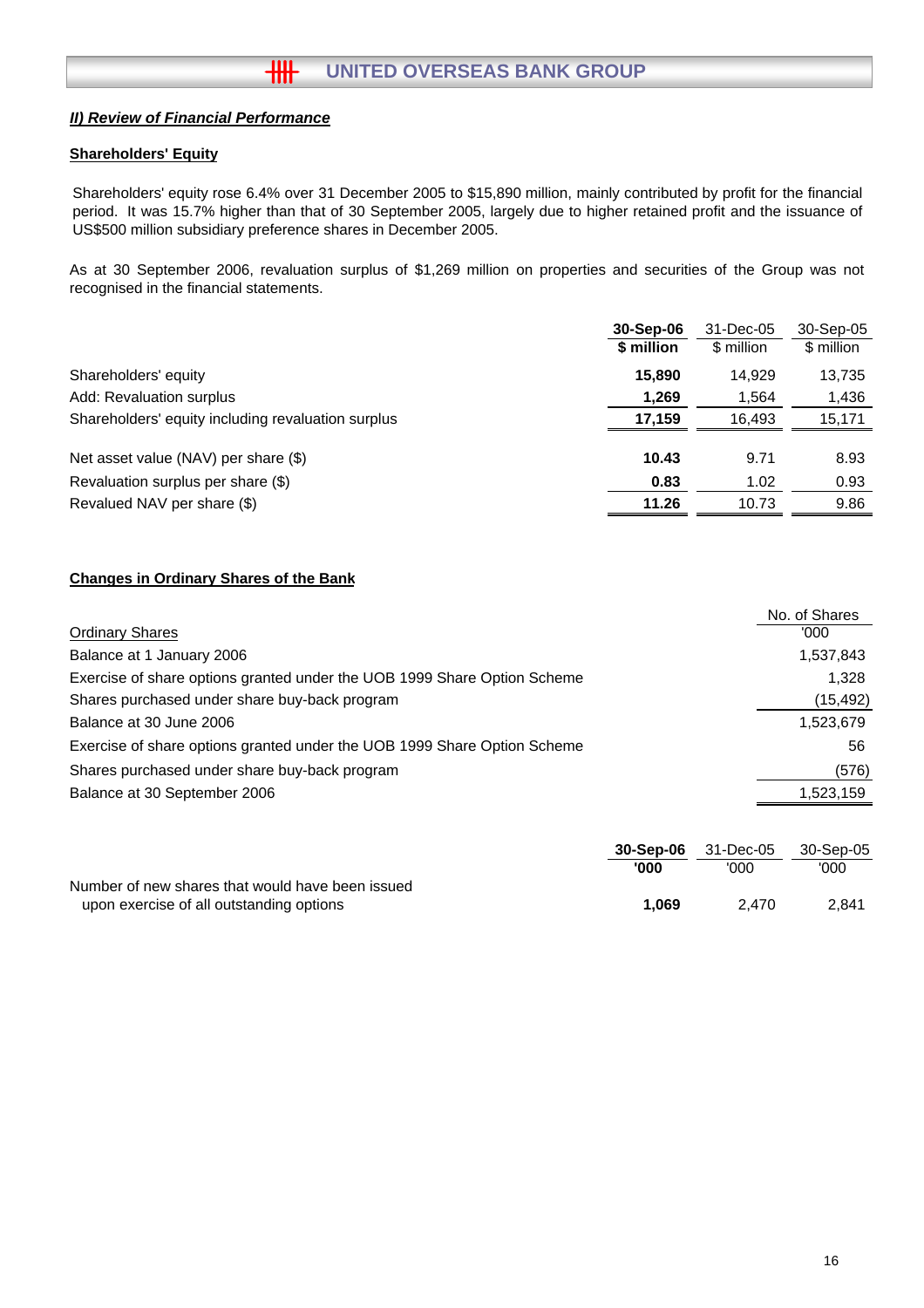## ***II) Review of Financial Performance***

### Shareholders' Equity

Shareholders' equity rose 6.4% over 31 December 2005 to $15,890 million, mainly contributed by profit for the financial period. It was 15.7% higher than that of 30 September 2005, largely due to higher retained profit and the issuance of US$500 million subsidiary preference shares in December 2005.

As at 30 September 2006, revaluation surplus of $1,269 million on properties and securities of the Group was not recognised in the financial statements.

| | **30-Sep-06** | 31-Dec-05 | 30-Sep-05 |
|---|---|---|---|
| | **$ million** | $ million | $ million |
| Shareholders' equity | **15,890** | 14,929 | 13,735 |
| Add: Revaluation surplus | **1,269** | 1,564 | 1,436 |
| Shareholders' equity including revaluation surplus | **17,159** | 16,493 | 15,171 |
| | | | |
| Net asset value (NAV) per share ($) | **10.43** | 9.71 | 8.93 |
| Revaluation surplus per share ($) | **0.83** | 1.02 | 0.93 |
| Revalued NAV per share ($) | **11.26** | 10.73 | 9.86 |

### Changes in Ordinary Shares of the Bank

| Ordinary Shares | No. of Shares '000 |
|---|---|
| Balance at 1 January 2006 | 1,537,843 |
| Exercise of share options granted under the UOB 1999 Share Option Scheme | 1,328 |
| Shares purchased under share buy-back program | (15,492) |
| Balance at 30 June 2006 | 1,523,679 |
| Exercise of share options granted under the UOB 1999 Share Option Scheme | 56 |
| Shares purchased under share buy-back program | (576) |
| Balance at 30 September 2006 | 1,523,159 |

| | **30-Sep-06** | 31-Dec-05 | 30-Sep-05 |
|---|---|---|---|
| | **'000** | '000 | '000 |
| Number of new shares that would have been issued upon exercise of all outstanding options | **1,069** | 2,470 | 2,841 |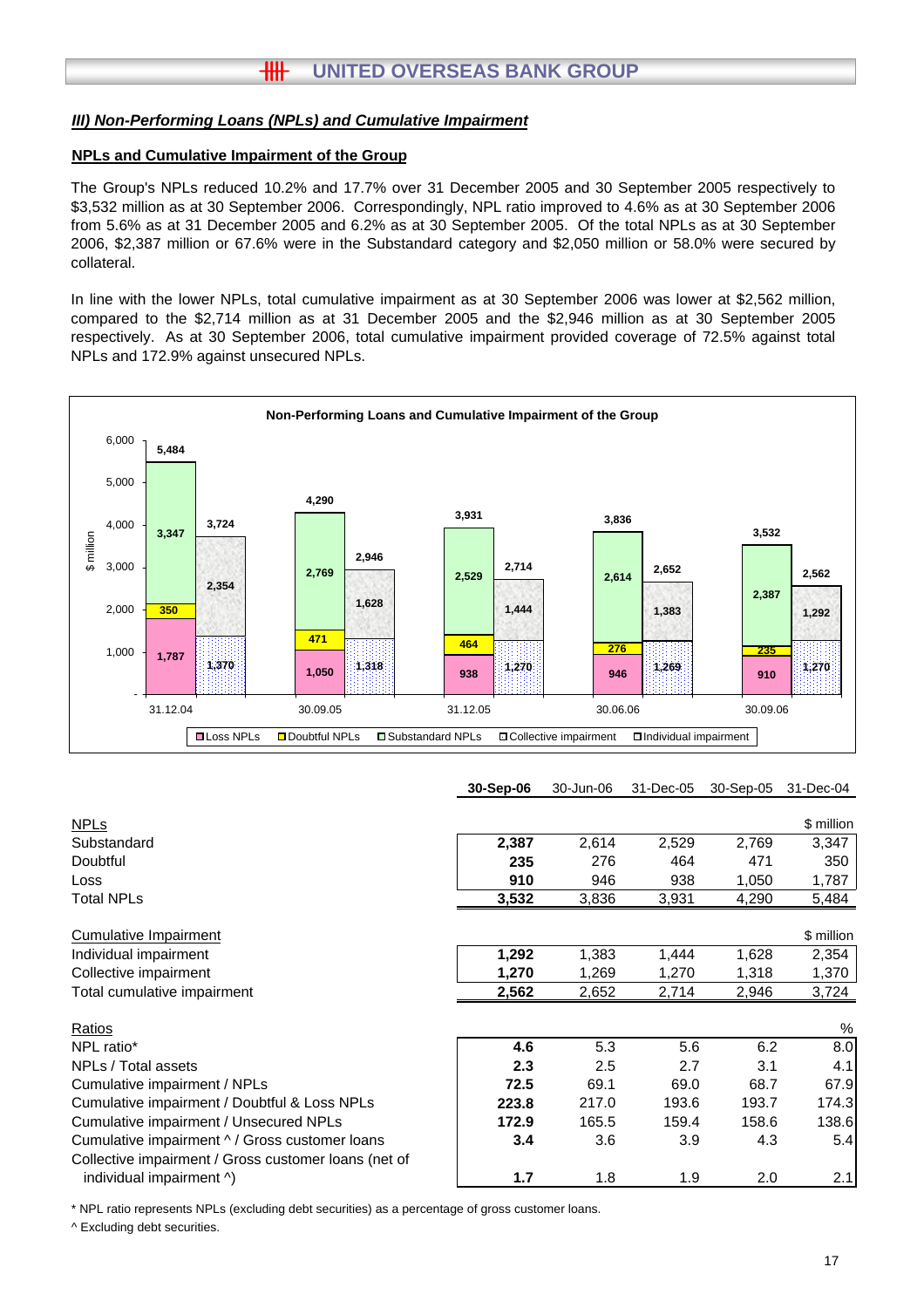## III) Non-Performing Loans (NPLs) and Cumulative Impairment

### NPLs and Cumulative Impairment of the Group

The Group's NPLs reduced 10.2% and 17.7% over 31 December 2005 and 30 September 2005 respectively to $3,532 million as at 30 September 2006. Correspondingly, NPL ratio improved to 4.6% as at 30 September 2006 from 5.6% as at 31 December 2005 and 6.2% as at 30 September 2005. Of the total NPLs as at 30 September 2006, $2,387 million or 67.6% were in the Substandard category and $2,050 million or 58.0% were secured by collateral.

In line with the lower NPLs, total cumulative impairment as at 30 September 2006 was lower at $2,562 million, compared to the $2,714 million as at 31 December 2005 and the $2,946 million as at 30 September 2005 respectively. As at 30 September 2006, total cumulative impairment provided coverage of 72.5% against total NPLs and 172.9% against unsecured NPLs.

**Non-Performing Loans and Cumulative Impairment of the Group**

($ million)

| | 31.12.04 | 30.09.05 | 31.12.05 | 30.06.06 | 30.09.06 |
|---|---|---|---|---|---|
| Loss NPLs | 1,787 | 1,050 | 938 | 946 | 910 |
| Doubtful NPLs | 350 | 471 | 464 | 276 | 235 |
| Substandard NPLs | 3,347 | 2,769 | 2,529 | 2,614 | 2,387 |
| Total NPLs | 5,484 | 4,290 | 3,931 | 3,836 | 3,532 |
| Collective impairment | 1,370 | 1,318 | 1,270 | 1,269 | 1,270 |
| Individual impairment | 2,354 | 1,628 | 1,444 | 1,383 | 1,292 |
| Total cumulative impairment | 3,724 | 2,946 | 2,714 | 2,652 | 2,562 |

| | **30-Sep-06** | 30-Jun-06 | 31-Dec-05 | 30-Sep-05 | 31-Dec-04 |
|---|---|---|---|---|---|
| NPLs | | | | | $ million |
| Substandard | **2,387** | 2,614 | 2,529 | 2,769 | 3,347 |
| Doubtful | **235** | 276 | 464 | 471 | 350 |
| Loss | **910** | 946 | 938 | 1,050 | 1,787 |
| Total NPLs | **3,532** | 3,836 | 3,931 | 4,290 | 5,484 |
| Cumulative Impairment | | | | | $ million |
| Individual impairment | **1,292** | 1,383 | 1,444 | 1,628 | 2,354 |
| Collective impairment | **1,270** | 1,269 | 1,270 | 1,318 | 1,370 |
| Total cumulative impairment | **2,562** | 2,652 | 2,714 | 2,946 | 3,724 |
| Ratios | | | | | % |
| NPL ratio* | **4.6** | 5.3 | 5.6 | 6.2 | 8.0 |
| NPLs / Total assets | **2.3** | 2.5 | 2.7 | 3.1 | 4.1 |
| Cumulative impairment / NPLs | **72.5** | 69.1 | 69.0 | 68.7 | 67.9 |
| Cumulative impairment / Doubtful & Loss NPLs | **223.8** | 217.0 | 193.6 | 193.7 | 174.3 |
| Cumulative impairment / Unsecured NPLs | **172.9** | 165.5 | 159.4 | 158.6 | 138.6 |
| Cumulative impairment ^ / Gross customer loans | **3.4** | 3.6 | 3.9 | 4.3 | 5.4 |
| Collective impairment / Gross customer loans (net of individual impairment ^) | **1.7** | 1.8 | 1.9 | 2.0 | 2.1 |

\* NPL ratio represents NPLs (excluding debt securities) as a percentage of gross customer loans.

^ Excluding debt securities.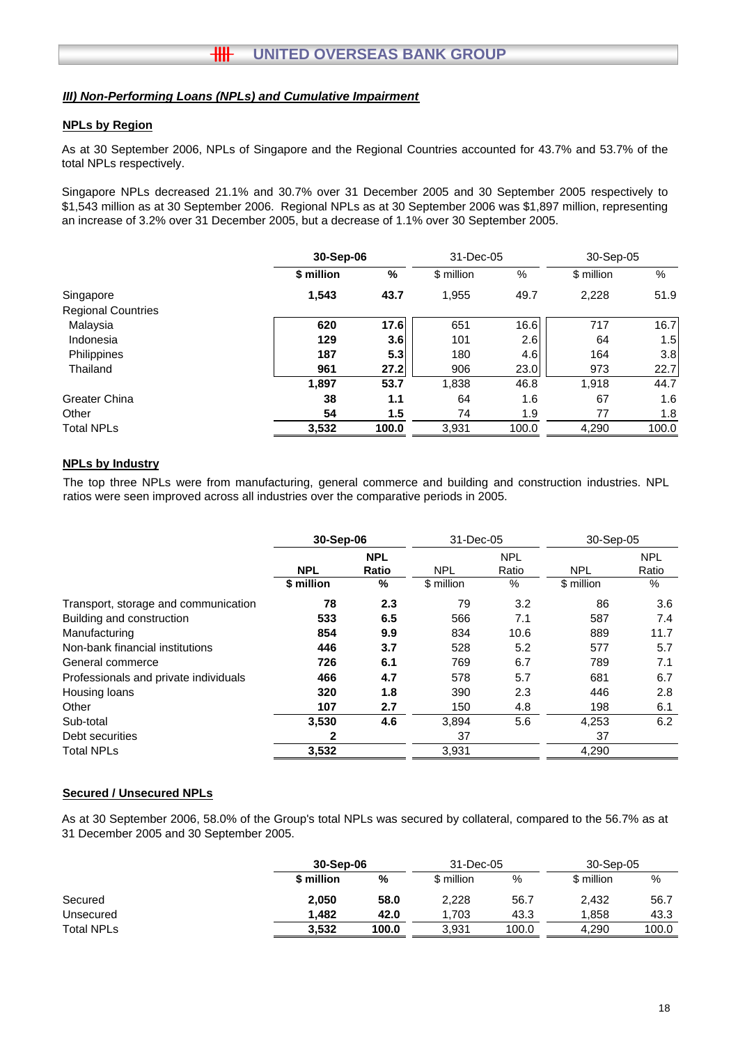## *III) Non-Performing Loans (NPLs) and Cumulative Impairment*

### NPLs by Region

As at 30 September 2006, NPLs of Singapore and the Regional Countries accounted for 43.7% and 53.7% of the total NPLs respectively.

Singapore NPLs decreased 21.1% and 30.7% over 31 December 2005 and 30 September 2005 respectively to $1,543 million as at 30 September 2006. Regional NPLs as at 30 September 2006 was $1,897 million, representing an increase of 3.2% over 31 December 2005, but a decrease of 1.1% over 30 September 2005.

| | **30-Sep-06** | | 31-Dec-05 | | 30-Sep-05 | |
|---|---|---|---|---|---|---|
| | **$ million** | **%** | $ million | % | $ million | % |
| Singapore | **1,543** | **43.7** | 1,955 | 49.7 | 2,228 | 51.9 |
| Regional Countries | | | | | | |
| Malaysia | **620** | **17.6** | 651 | 16.6 | 717 | 16.7 |
| Indonesia | **129** | **3.6** | 101 | 2.6 | 64 | 1.5 |
| Philippines | **187** | **5.3** | 180 | 4.6 | 164 | 3.8 |
| Thailand | **961** | **27.2** | 906 | 23.0 | 973 | 22.7 |
| | **1,897** | **53.7** | 1,838 | 46.8 | 1,918 | 44.7 |
| Greater China | **38** | **1.1** | 64 | 1.6 | 67 | 1.6 |
| Other | **54** | **1.5** | 74 | 1.9 | 77 | 1.8 |
| Total NPLs | **3,532** | **100.0** | 3,931 | 100.0 | 4,290 | 100.0 |

### NPLs by Industry

The top three NPLs were from manufacturing, general commerce and building and construction industries. NPL ratios were seen improved across all industries over the comparative periods in 2005.

| | **30-Sep-06** | | 31-Dec-05 | | 30-Sep-05 | |
|---|---|---|---|---|---|---|
| | **NPL** | **NPL Ratio** | NPL | NPL Ratio | NPL | NPL Ratio |
| | **$ million** | **%** | $ million | % | $ million | % |
| Transport, storage and communication | **78** | **2.3** | 79 | 3.2 | 86 | 3.6 |
| Building and construction | **533** | **6.5** | 566 | 7.1 | 587 | 7.4 |
| Manufacturing | **854** | **9.9** | 834 | 10.6 | 889 | 11.7 |
| Non-bank financial institutions | **446** | **3.7** | 528 | 5.2 | 577 | 5.7 |
| General commerce | **726** | **6.1** | 769 | 6.7 | 789 | 7.1 |
| Professionals and private individuals | **466** | **4.7** | 578 | 5.7 | 681 | 6.7 |
| Housing loans | **320** | **1.8** | 390 | 2.3 | 446 | 2.8 |
| Other | **107** | **2.7** | 150 | 4.8 | 198 | 6.1 |
| Sub-total | **3,530** | **4.6** | 3,894 | 5.6 | 4,253 | 6.2 |
| Debt securities | **2** | | 37 | | 37 | |
| Total NPLs | **3,532** | | 3,931 | | 4,290 | |

### Secured / Unsecured NPLs

As at 30 September 2006, 58.0% of the Group's total NPLs was secured by collateral, compared to the 56.7% as at 31 December 2005 and 30 September 2005.

| | **30-Sep-06** | | 31-Dec-05 | | 30-Sep-05 | |
|---|---|---|---|---|---|---|
| | **$ million** | **%** | $ million | % | $ million | % |
| Secured | **2,050** | **58.0** | 2,228 | 56.7 | 2,432 | 56.7 |
| Unsecured | **1,482** | **42.0** | 1,703 | 43.3 | 1,858 | 43.3 |
| Total NPLs | **3,532** | **100.0** | 3,931 | 100.0 | 4,290 | 100.0 |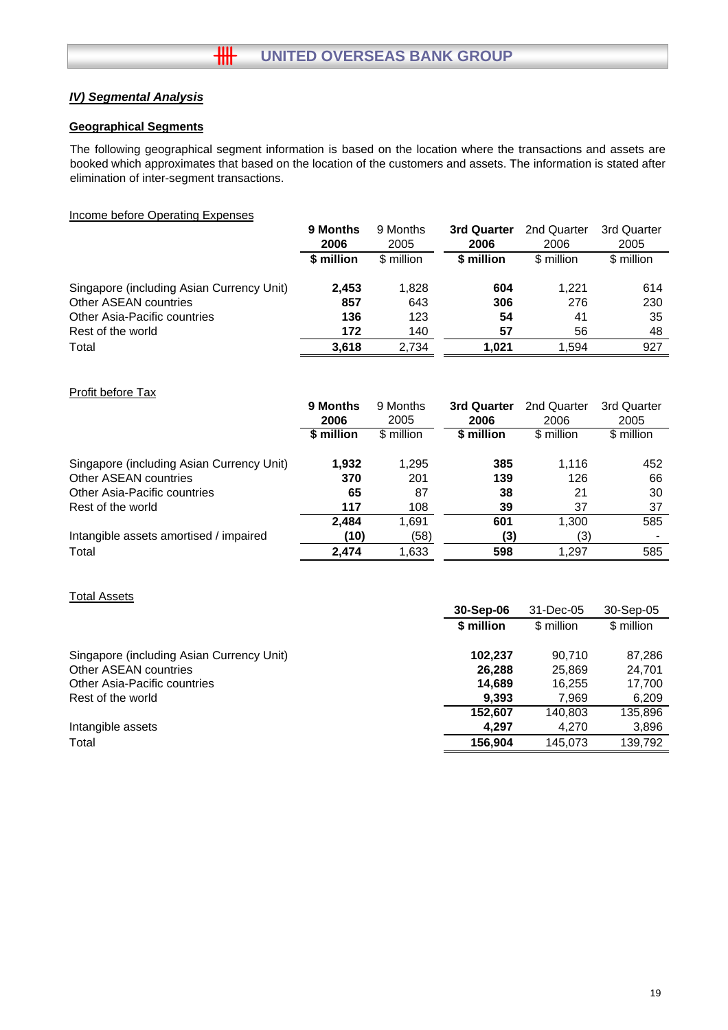## *IV) Segmental Analysis*

### Geographical Segments

The following geographical segment information is based on the location where the transactions and assets are booked which approximates that based on the location of the customers and assets. The information is stated after elimination of inter-segment transactions.

Income before Operating Expenses

| | **9 Months 2006** | 9 Months 2005 | **3rd Quarter 2006** | 2nd Quarter 2006 | 3rd Quarter 2005 |
|---|---|---|---|---|---|
| | **$ million** | $ million | **$ million** | $ million | $ million |
| Singapore (including Asian Currency Unit) | **2,453** | 1,828 | **604** | 1,221 | 614 |
| Other ASEAN countries | **857** | 643 | **306** | 276 | 230 |
| Other Asia-Pacific countries | **136** | 123 | **54** | 41 | 35 |
| Rest of the world | **172** | 140 | **57** | 56 | 48 |
| Total | **3,618** | 2,734 | **1,021** | 1,594 | 927 |

Profit before Tax

| | **9 Months 2006** | 9 Months 2005 | **3rd Quarter 2006** | 2nd Quarter 2006 | 3rd Quarter 2005 |
|---|---|---|---|---|---|
| | **$ million** | $ million | **$ million** | $ million | $ million |
| Singapore (including Asian Currency Unit) | **1,932** | 1,295 | **385** | 1,116 | 452 |
| Other ASEAN countries | **370** | 201 | **139** | 126 | 66 |
| Other Asia-Pacific countries | **65** | 87 | **38** | 21 | 30 |
| Rest of the world | **117** | 108 | **39** | 37 | 37 |
| | **2,484** | 1,691 | **601** | 1,300 | 585 |
| Intangible assets amortised / impaired | **(10)** | (58) | **(3)** | (3) | - |
| Total | **2,474** | 1,633 | **598** | 1,297 | 585 |

Total Assets

| | **30-Sep-06** | 31-Dec-05 | 30-Sep-05 |
|---|---|---|---|
| | **$ million** | $ million | $ million |
| Singapore (including Asian Currency Unit) | **102,237** | 90,710 | 87,286 |
| Other ASEAN countries | **26,288** | 25,869 | 24,701 |
| Other Asia-Pacific countries | **14,689** | 16,255 | 17,700 |
| Rest of the world | **9,393** | 7,969 | 6,209 |
| | **152,607** | 140,803 | 135,896 |
| Intangible assets | **4,297** | 4,270 | 3,896 |
| Total | **156,904** | 145,073 | 139,792 |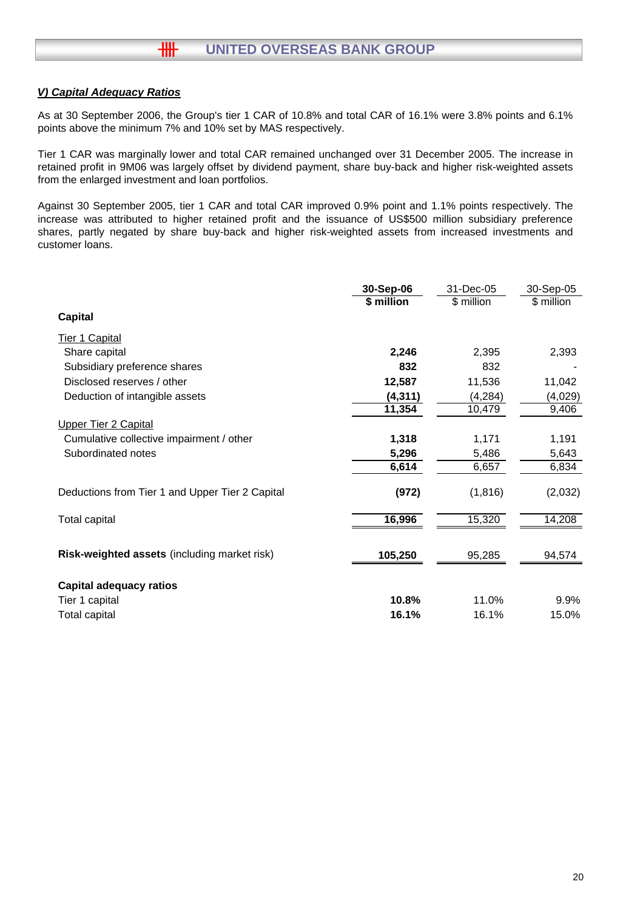### *V) Capital Adequacy Ratios*

As at 30 September 2006, the Group's tier 1 CAR of 10.8% and total CAR of 16.1% were 3.8% points and 6.1% points above the minimum 7% and 10% set by MAS respectively.

Tier 1 CAR was marginally lower and total CAR remained unchanged over 31 December 2005. The increase in retained profit in 9M06 was largely offset by dividend payment, share buy-back and higher risk-weighted assets from the enlarged investment and loan portfolios.

Against 30 September 2005, tier 1 CAR and total CAR improved 0.9% point and 1.1% points respectively. The increase was attributed to higher retained profit and the issuance of US$500 million subsidiary preference shares, partly negated by share buy-back and higher risk-weighted assets from increased investments and customer loans.

| | **30-Sep-06** | 31-Dec-05 | 30-Sep-05 |
|---|---|---|---|
| | **$ million** | $ million | $ million |
| **Capital** | | | |
| Tier 1 Capital | | | |
| Share capital | **2,246** | 2,395 | 2,393 |
| Subsidiary preference shares | **832** | 832 | - |
| Disclosed reserves / other | **12,587** | 11,536 | 11,042 |
| Deduction of intangible assets | **(4,311)** | (4,284) | (4,029) |
| | **11,354** | 10,479 | 9,406 |
| Upper Tier 2 Capital | | | |
| Cumulative collective impairment / other | **1,318** | 1,171 | 1,191 |
| Subordinated notes | **5,296** | 5,486 | 5,643 |
| | **6,614** | 6,657 | 6,834 |
| Deductions from Tier 1 and Upper Tier 2 Capital | **(972)** | (1,816) | (2,032) |
| Total capital | **16,996** | 15,320 | 14,208 |
| **Risk-weighted assets** (including market risk) | **105,250** | 95,285 | 94,574 |
| **Capital adequacy ratios** | | | |
| Tier 1 capital | **10.8%** | 11.0% | 9.9% |
| Total capital | **16.1%** | 16.1% | 15.0% |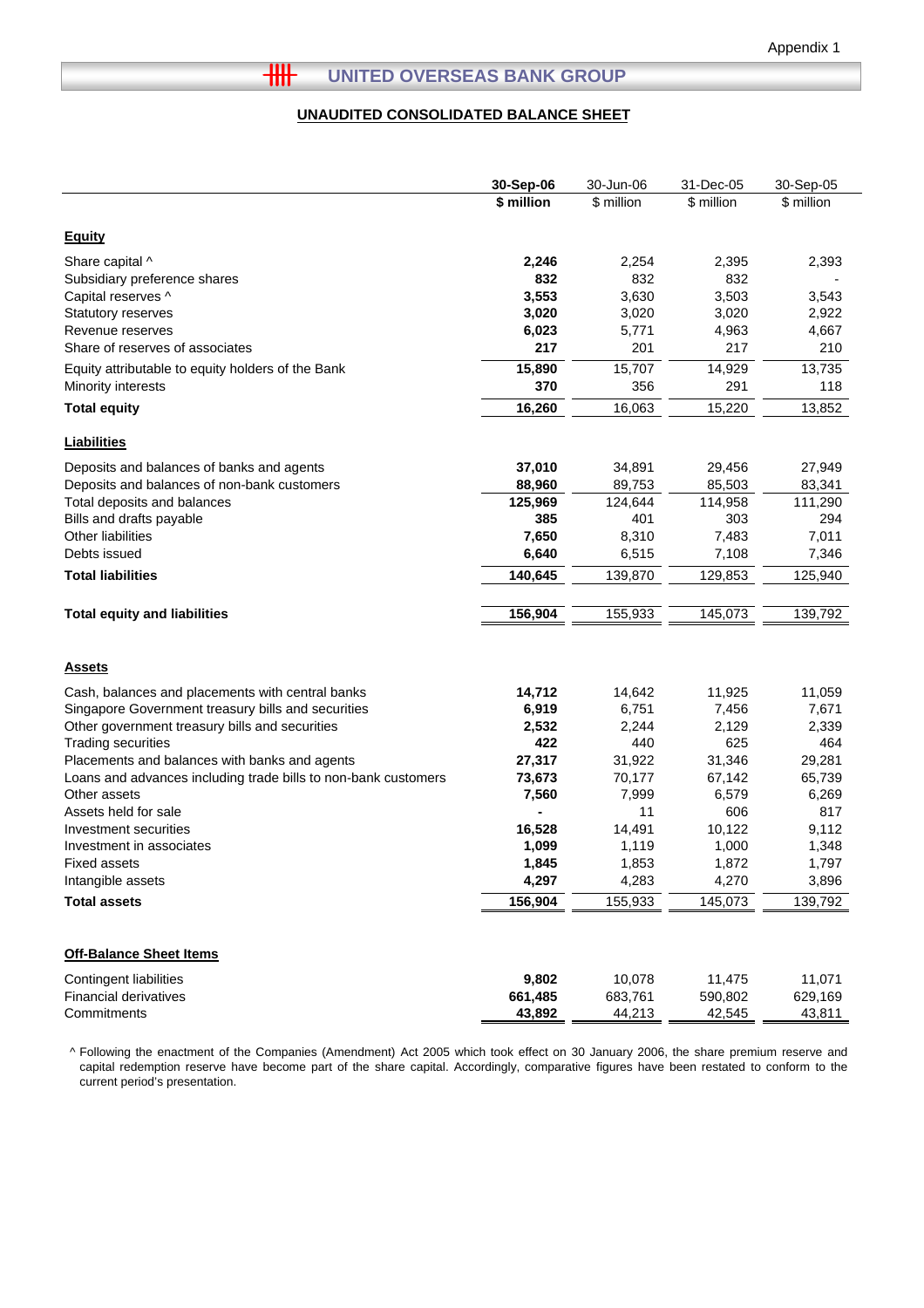Appendix 1

# UNITED OVERSEAS BANK GROUP

## UNAUDITED CONSOLIDATED BALANCE SHEET

| | **30-Sep-06** | 30-Jun-06 | 31-Dec-05 | 30-Sep-05 |
|---|---|---|---|---|
| | **$ million** | $ million | $ million | $ million |
| **Equity** | | | | |
| Share capital ^ | **2,246** | 2,254 | 2,395 | 2,393 |
| Subsidiary preference shares | **832** | 832 | 832 | - |
| Capital reserves ^ | **3,553** | 3,630 | 3,503 | 3,543 |
| Statutory reserves | **3,020** | 3,020 | 3,020 | 2,922 |
| Revenue reserves | **6,023** | 5,771 | 4,963 | 4,667 |
| Share of reserves of associates | **217** | 201 | 217 | 210 |
| Equity attributable to equity holders of the Bank | **15,890** | 15,707 | 14,929 | 13,735 |
| Minority interests | **370** | 356 | 291 | 118 |
| **Total equity** | **16,260** | 16,063 | 15,220 | 13,852 |
| **Liabilities** | | | | |
| Deposits and balances of banks and agents | **37,010** | 34,891 | 29,456 | 27,949 |
| Deposits and balances of non-bank customers | **88,960** | 89,753 | 85,503 | 83,341 |
| Total deposits and balances | **125,969** | 124,644 | 114,958 | 111,290 |
| Bills and drafts payable | **385** | 401 | 303 | 294 |
| Other liabilities | **7,650** | 8,310 | 7,483 | 7,011 |
| Debts issued | **6,640** | 6,515 | 7,108 | 7,346 |
| **Total liabilities** | **140,645** | 139,870 | 129,853 | 125,940 |
| **Total equity and liabilities** | **156,904** | 155,933 | 145,073 | 139,792 |
| **Assets** | | | | |
| Cash, balances and placements with central banks | **14,712** | 14,642 | 11,925 | 11,059 |
| Singapore Government treasury bills and securities | **6,919** | 6,751 | 7,456 | 7,671 |
| Other government treasury bills and securities | **2,532** | 2,244 | 2,129 | 2,339 |
| Trading securities | **422** | 440 | 625 | 464 |
| Placements and balances with banks and agents | **27,317** | 31,922 | 31,346 | 29,281 |
| Loans and advances including trade bills to non-bank customers | **73,673** | 70,177 | 67,142 | 65,739 |
| Other assets | **7,560** | 7,999 | 6,579 | 6,269 |
| Assets held for sale | **-** | 11 | 606 | 817 |
| Investment securities | **16,528** | 14,491 | 10,122 | 9,112 |
| Investment in associates | **1,099** | 1,119 | 1,000 | 1,348 |
| Fixed assets | **1,845** | 1,853 | 1,872 | 1,797 |
| Intangible assets | **4,297** | 4,283 | 4,270 | 3,896 |
| **Total assets** | **156,904** | 155,933 | 145,073 | 139,792 |
| **Off-Balance Sheet Items** | | | | |
| Contingent liabilities | **9,802** | 10,078 | 11,475 | 11,071 |
| Financial derivatives | **661,485** | 683,761 | 590,802 | 629,169 |
| Commitments | **43,892** | 44,213 | 42,545 | 43,811 |

^ Following the enactment of the Companies (Amendment) Act 2005 which took effect on 30 January 2006, the share premium reserve and capital redemption reserve have become part of the share capital. Accordingly, comparative figures have been restated to conform to the current period's presentation.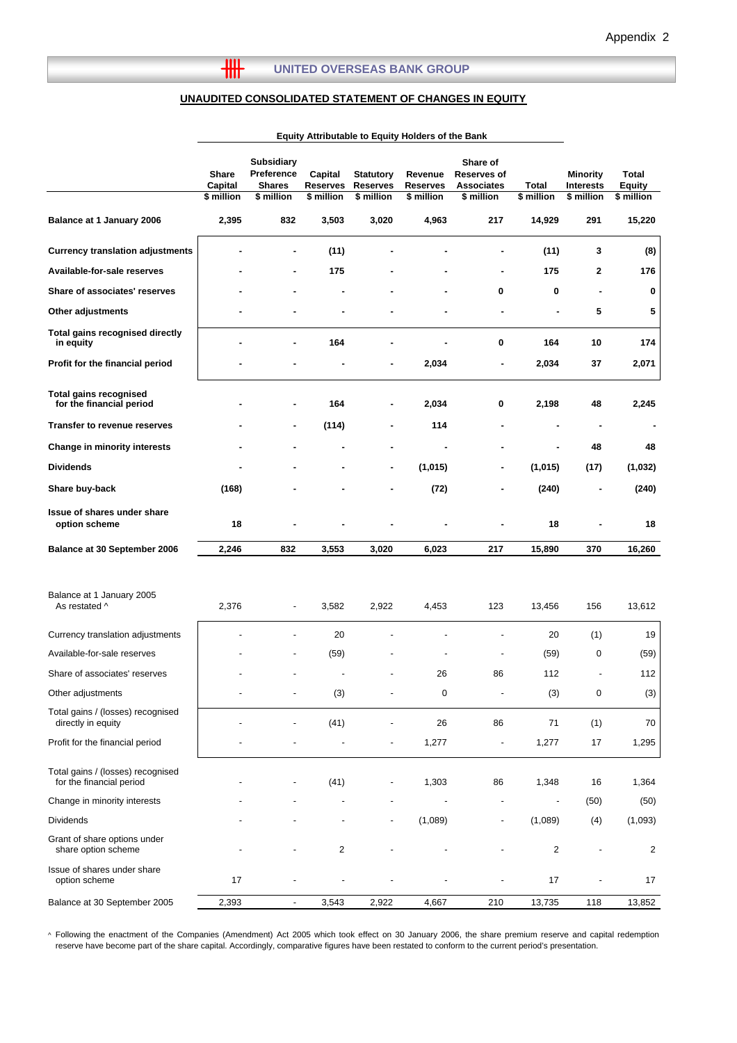Appendix 2

**UNITED OVERSEAS BANK GROUP**

## UNAUDITED CONSOLIDATED STATEMENT OF CHANGES IN EQUITY

| | Equity Attributable to Equity Holders of the Bank | | | | | | | | |
|---|---|---|---|---|---|---|---|---|---|
| | **Share Capital $ million** | **Subsidiary Preference Shares $ million** | **Capital Reserves $ million** | **Statutory Reserves $ million** | **Revenue Reserves $ million** | **Share of Reserves of Associates $ million** | **Total $ million** | **Minority Interests $ million** | **Total Equity $ million** |
| **Balance at 1 January 2006** | **2,395** | **832** | **3,503** | **3,020** | **4,963** | **217** | **14,929** | **291** | **15,220** |
| **Currency translation adjustments** | **-** | **-** | **(11)** | **-** | **-** | **-** | **(11)** | **3** | **(8)** |
| **Available-for-sale reserves** | **-** | **-** | **175** | **-** | **-** | **-** | **175** | **2** | **176** |
| **Share of associates' reserves** | **-** | **-** | **-** | **-** | **-** | **0** | **0** | **-** | **0** |
| **Other adjustments** | **-** | **-** | **-** | **-** | **-** | **-** | **-** | **5** | **5** |
| **Total gains recognised directly in equity** | **-** | **-** | **164** | **-** | **-** | **0** | **164** | **10** | **174** |
| **Profit for the financial period** | **-** | **-** | **-** | **-** | **2,034** | **-** | **2,034** | **37** | **2,071** |
| **Total gains recognised for the financial period** | **-** | **-** | **164** | **-** | **2,034** | **0** | **2,198** | **48** | **2,245** |
| **Transfer to revenue reserves** | **-** | **-** | **(114)** | **-** | **114** | **-** | **-** | **-** | **-** |
| **Change in minority interests** | **-** | **-** | **-** | **-** | **-** | **-** | **-** | **48** | **48** |
| **Dividends** | **-** | **-** | **-** | **-** | **(1,015)** | **-** | **(1,015)** | **(17)** | **(1,032)** |
| **Share buy-back** | **(168)** | **-** | **-** | **-** | **(72)** | **-** | **(240)** | **-** | **(240)** |
| **Issue of shares under share option scheme** | **18** | **-** | **-** | **-** | **-** | **-** | **18** | **-** | **18** |
| **Balance at 30 September 2006** | **2,246** | **832** | **3,553** | **3,020** | **6,023** | **217** | **15,890** | **370** | **16,260** |
| | | | | | | | | | |
| Balance at 1 January 2005 As restated ^ | 2,376 | - | 3,582 | 2,922 | 4,453 | 123 | 13,456 | 156 | 13,612 |
| Currency translation adjustments | - | - | 20 | - | - | - | 20 | (1) | 19 |
| Available-for-sale reserves | - | - | (59) | - | - | - | (59) | 0 | (59) |
| Share of associates' reserves | - | - | - | - | 26 | 86 | 112 | - | 112 |
| Other adjustments | - | - | (3) | - | 0 | - | (3) | 0 | (3) |
| Total gains / (losses) recognised directly in equity | - | - | (41) | - | 26 | 86 | 71 | (1) | 70 |
| Profit for the financial period | - | - | - | - | 1,277 | - | 1,277 | 17 | 1,295 |
| Total gains / (losses) recognised for the financial period | - | - | (41) | - | 1,303 | 86 | 1,348 | 16 | 1,364 |
| Change in minority interests | - | - | - | - | - | - | - | (50) | (50) |
| Dividends | - | - | - | - | (1,089) | - | (1,089) | (4) | (1,093) |
| Grant of share options under share option scheme | - | - | 2 | - | - | - | 2 | - | 2 |
| Issue of shares under share option scheme | 17 | - | - | - | - | - | 17 | - | 17 |
| Balance at 30 September 2005 | 2,393 | - | 3,543 | 2,922 | 4,667 | 210 | 13,735 | 118 | 13,852 |

^ Following the enactment of the Companies (Amendment) Act 2005 which took effect on 30 January 2006, the share premium reserve and capital redemption reserve have become part of the share capital. Accordingly, comparative figures have been restated to conform to the current period's presentation.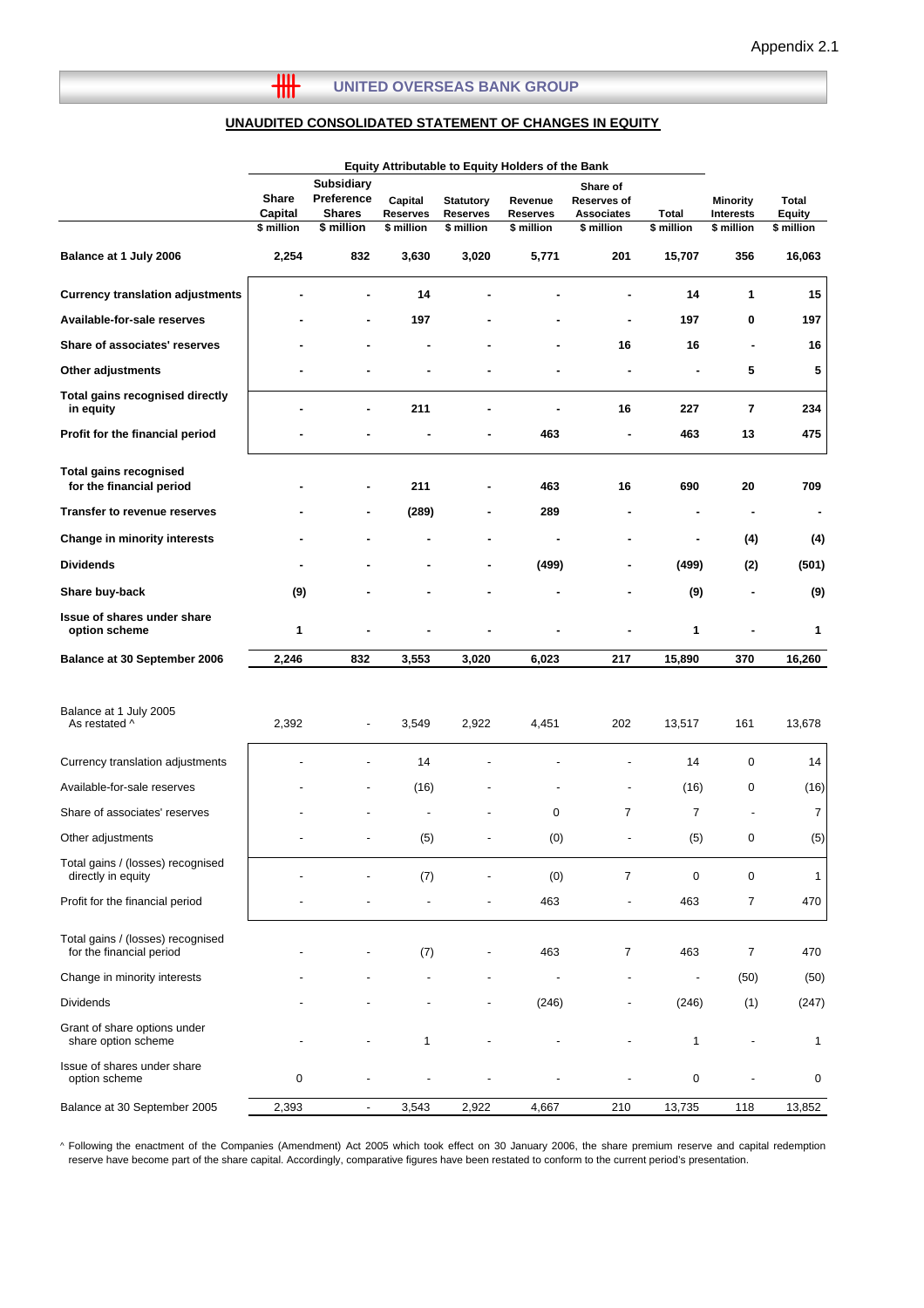Appendix 2.1

## UNITED OVERSEAS BANK GROUP

### UNAUDITED CONSOLIDATED STATEMENT OF CHANGES IN EQUITY

| | Equity Attributable to Equity Holders of the Bank | | | | | | | | |
|---|---|---|---|---|---|---|---|---|---|
| | Share Capital | Subsidiary Preference Shares | Capital Reserves | Statutory Reserves | Revenue Reserves | Share of Reserves of Associates | Total | Minority Interests | Total Equity |
| | $ million | $ million | $ million | $ million | $ million | $ million | $ million | $ million | $ million |
| **Balance at 1 July 2006** | **2,254** | **832** | **3,630** | **3,020** | **5,771** | **201** | **15,707** | **356** | **16,063** |
| **Currency translation adjustments** | **-** | **-** | **14** | **-** | **-** | **-** | **14** | **1** | **15** |
| **Available-for-sale reserves** | **-** | **-** | **197** | **-** | **-** | **-** | **197** | **0** | **197** |
| **Share of associates' reserves** | **-** | **-** | **-** | **-** | **-** | **16** | **16** | **-** | **16** |
| **Other adjustments** | **-** | **-** | **-** | **-** | **-** | **-** | **-** | **5** | **5** |
| **Total gains recognised directly in equity** | **-** | **-** | **211** | **-** | **-** | **16** | **227** | **7** | **234** |
| **Profit for the financial period** | **-** | **-** | **-** | **-** | **463** | **-** | **463** | **13** | **475** |
| **Total gains recognised for the financial period** | **-** | **-** | **211** | **-** | **463** | **16** | **690** | **20** | **709** |
| **Transfer to revenue reserves** | **-** | **-** | **(289)** | **-** | **289** | **-** | **-** | **-** | **-** |
| **Change in minority interests** | **-** | **-** | **-** | **-** | **-** | **-** | **-** | **(4)** | **(4)** |
| **Dividends** | **-** | **-** | **-** | **-** | **(499)** | **-** | **(499)** | **(2)** | **(501)** |
| **Share buy-back** | **(9)** | **-** | **-** | **-** | **-** | **-** | **(9)** | **-** | **(9)** |
| **Issue of shares under share option scheme** | **1** | **-** | **-** | **-** | **-** | **-** | **1** | **-** | **1** |
| **Balance at 30 September 2006** | **2,246** | **832** | **3,553** | **3,020** | **6,023** | **217** | **15,890** | **370** | **16,260** |
| | | | | | | | | | |
| Balance at 1 July 2005 As restated ^ | 2,392 | - | 3,549 | 2,922 | 4,451 | 202 | 13,517 | 161 | 13,678 |
| Currency translation adjustments | - | - | 14 | - | - | - | 14 | 0 | 14 |
| Available-for-sale reserves | - | - | (16) | - | - | - | (16) | 0 | (16) |
| Share of associates' reserves | - | - | - | - | 0 | 7 | 7 | - | 7 |
| Other adjustments | - | - | (5) | - | (0) | - | (5) | 0 | (5) |
| Total gains / (losses) recognised directly in equity | - | - | (7) | - | (0) | 7 | 0 | 0 | 1 |
| Profit for the financial period | - | - | - | - | 463 | - | 463 | 7 | 470 |
| Total gains / (losses) recognised for the financial period | - | - | (7) | - | 463 | 7 | 463 | 7 | 470 |
| Change in minority interests | - | - | - | - | - | - | - | (50) | (50) |
| Dividends | - | - | - | - | (246) | - | (246) | (1) | (247) |
| Grant of share options under share option scheme | - | - | 1 | - | - | - | 1 | - | 1 |
| Issue of shares under share option scheme | 0 | - | - | - | - | - | 0 | - | 0 |
| Balance at 30 September 2005 | 2,393 | - | 3,543 | 2,922 | 4,667 | 210 | 13,735 | 118 | 13,852 |

^ Following the enactment of the Companies (Amendment) Act 2005 which took effect on 30 January 2006, the share premium reserve and capital redemption reserve have become part of the share capital. Accordingly, comparative figures have been restated to conform to the current period's presentation.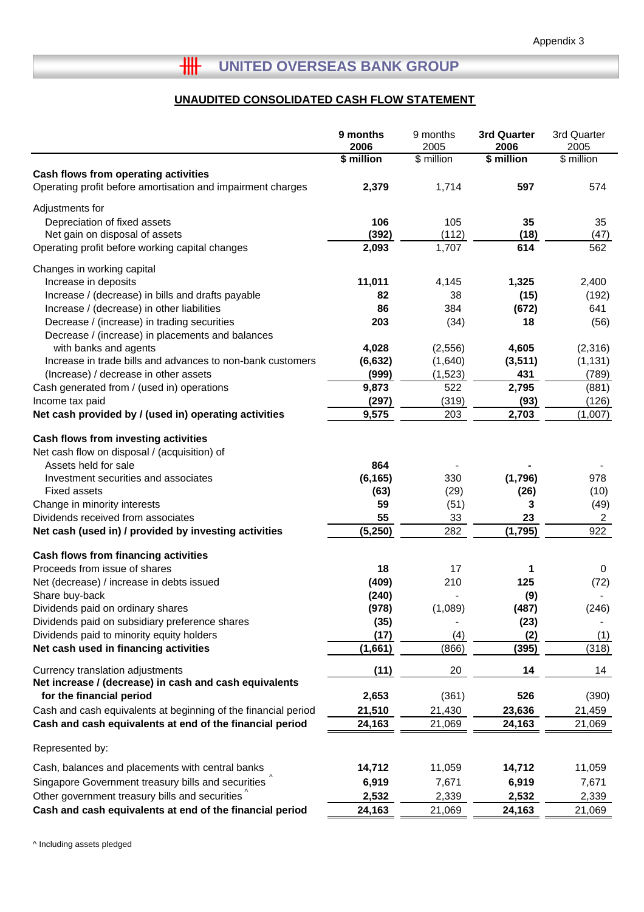Appendix 3

# UNITED OVERSEAS BANK GROUP

## UNAUDITED CONSOLIDATED CASH FLOW STATEMENT

| | 9 months 2006 | 9 months 2005 | 3rd Quarter 2006 | 3rd Quarter 2005 |
|---|---|---|---|---|
| | $ million | $ million | $ million | $ million |
| **Cash flows from operating activities** | | | | |
| Operating profit before amortisation and impairment charges | 2,379 | 1,714 | 597 | 574 |
| Adjustments for | | | | |
| Depreciation of fixed assets | 106 | 105 | 35 | 35 |
| Net gain on disposal of assets | (392) | (112) | (18) | (47) |
| Operating profit before working capital changes | 2,093 | 1,707 | 614 | 562 |
| Changes in working capital | | | | |
| Increase in deposits | 11,011 | 4,145 | 1,325 | 2,400 |
| Increase / (decrease) in bills and drafts payable | 82 | 38 | (15) | (192) |
| Increase / (decrease) in other liabilities | 86 | 384 | (672) | 641 |
| Decrease / (increase) in trading securities | 203 | (34) | 18 | (56) |
| Decrease / (increase) in placements and balances with banks and agents | 4,028 | (2,556) | 4,605 | (2,316) |
| Increase in trade bills and advances to non-bank customers | (6,632) | (1,640) | (3,511) | (1,131) |
| (Increase) / decrease in other assets | (999) | (1,523) | 431 | (789) |
| Cash generated from / (used in) operations | 9,873 | 522 | 2,795 | (881) |
| Income tax paid | (297) | (319) | (93) | (126) |
| **Net cash provided by / (used in) operating activities** | 9,575 | 203 | 2,703 | (1,007) |
| **Cash flows from investing activities** | | | | |
| Net cash flow on disposal / (acquisition) of | | | | |
| Assets held for sale | 864 | - | - | - |
| Investment securities and associates | (6,165) | 330 | (1,796) | 978 |
| Fixed assets | (63) | (29) | (26) | (10) |
| Change in minority interests | 59 | (51) | 3 | (49) |
| Dividends received from associates | 55 | 33 | 23 | 2 |
| **Net cash (used in) / provided by investing activities** | (5,250) | 282 | (1,795) | 922 |
| **Cash flows from financing activities** | | | | |
| Proceeds from issue of shares | 18 | 17 | 1 | 0 |
| Net (decrease) / increase in debts issued | (409) | 210 | 125 | (72) |
| Share buy-back | (240) | - | (9) | - |
| Dividends paid on ordinary shares | (978) | (1,089) | (487) | (246) |
| Dividends paid on subsidiary preference shares | (35) | - | (23) | - |
| Dividends paid to minority equity holders | (17) | (4) | (2) | (1) |
| **Net cash used in financing activities** | (1,661) | (866) | (395) | (318) |
| Currency translation adjustments | (11) | 20 | 14 | 14 |
| **Net increase / (decrease) in cash and cash equivalents for the financial period** | 2,653 | (361) | 526 | (390) |
| Cash and cash equivalents at beginning of the financial period | 21,510 | 21,430 | 23,636 | 21,459 |
| **Cash and cash equivalents at end of the financial period** | 24,163 | 21,069 | 24,163 | 21,069 |
| Represented by: | | | | |
| Cash, balances and placements with central banks | 14,712 | 11,059 | 14,712 | 11,059 |
| Singapore Government treasury bills and securities ^ | 6,919 | 7,671 | 6,919 | 7,671 |
| Other government treasury bills and securities ^ | 2,532 | 2,339 | 2,532 | 2,339 |
| **Cash and cash equivalents at end of the financial period** | 24,163 | 21,069 | 24,163 | 21,069 |

^ Including assets pledged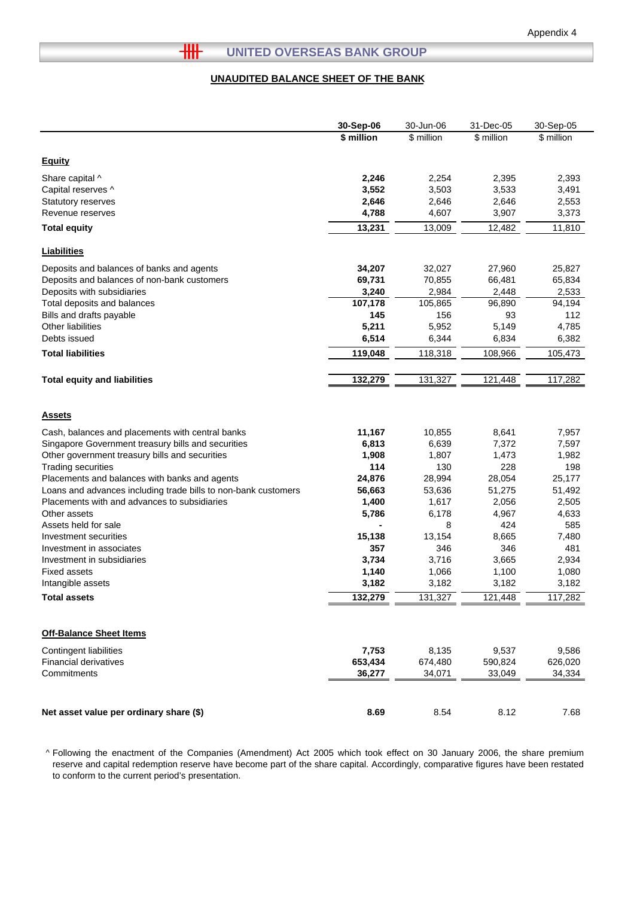Appendix 4

## UNITED OVERSEAS BANK GROUP

### UNAUDITED BALANCE SHEET OF THE BANK

| | 30-Sep-06 | 30-Jun-06 | 31-Dec-05 | 30-Sep-05 |
|---|---|---|---|---|
| | **$ million** | $ million | $ million | $ million |
| **Equity** | | | | |
| Share capital ^ | **2,246** | 2,254 | 2,395 | 2,393 |
| Capital reserves ^ | **3,552** | 3,503 | 3,533 | 3,491 |
| Statutory reserves | **2,646** | 2,646 | 2,646 | 2,553 |
| Revenue reserves | **4,788** | 4,607 | 3,907 | 3,373 |
| **Total equity** | **13,231** | 13,009 | 12,482 | 11,810 |
| **Liabilities** | | | | |
| Deposits and balances of banks and agents | **34,207** | 32,027 | 27,960 | 25,827 |
| Deposits and balances of non-bank customers | **69,731** | 70,855 | 66,481 | 65,834 |
| Deposits with subsidiaries | **3,240** | 2,984 | 2,448 | 2,533 |
| Total deposits and balances | **107,178** | 105,865 | 96,890 | 94,194 |
| Bills and drafts payable | **145** | 156 | 93 | 112 |
| Other liabilities | **5,211** | 5,952 | 5,149 | 4,785 |
| Debts issued | **6,514** | 6,344 | 6,834 | 6,382 |
| **Total liabilities** | **119,048** | 118,318 | 108,966 | 105,473 |
| **Total equity and liabilities** | **132,279** | 131,327 | 121,448 | 117,282 |
| **Assets** | | | | |
| Cash, balances and placements with central banks | **11,167** | 10,855 | 8,641 | 7,957 |
| Singapore Government treasury bills and securities | **6,813** | 6,639 | 7,372 | 7,597 |
| Other government treasury bills and securities | **1,908** | 1,807 | 1,473 | 1,982 |
| Trading securities | **114** | 130 | 228 | 198 |
| Placements and balances with banks and agents | **24,876** | 28,994 | 28,054 | 25,177 |
| Loans and advances including trade bills to non-bank customers | **56,663** | 53,636 | 51,275 | 51,492 |
| Placements with and advances to subsidiaries | **1,400** | 1,617 | 2,056 | 2,505 |
| Other assets | **5,786** | 6,178 | 4,967 | 4,633 |
| Assets held for sale | **-** | 8 | 424 | 585 |
| Investment securities | **15,138** | 13,154 | 8,665 | 7,480 |
| Investment in associates | **357** | 346 | 346 | 481 |
| Investment in subsidiaries | **3,734** | 3,716 | 3,665 | 2,934 |
| Fixed assets | **1,140** | 1,066 | 1,100 | 1,080 |
| Intangible assets | **3,182** | 3,182 | 3,182 | 3,182 |
| **Total assets** | **132,279** | 131,327 | 121,448 | 117,282 |
| **Off-Balance Sheet Items** | | | | |
| Contingent liabilities | **7,753** | 8,135 | 9,537 | 9,586 |
| Financial derivatives | **653,434** | 674,480 | 590,824 | 626,020 |
| Commitments | **36,277** | 34,071 | 33,049 | 34,334 |
| **Net asset value per ordinary share ($)** | **8.69** | 8.54 | 8.12 | 7.68 |

^ Following the enactment of the Companies (Amendment) Act 2005 which took effect on 30 January 2006, the share premium reserve and capital redemption reserve have become part of the share capital. Accordingly, comparative figures have been restated to conform to the current period's presentation.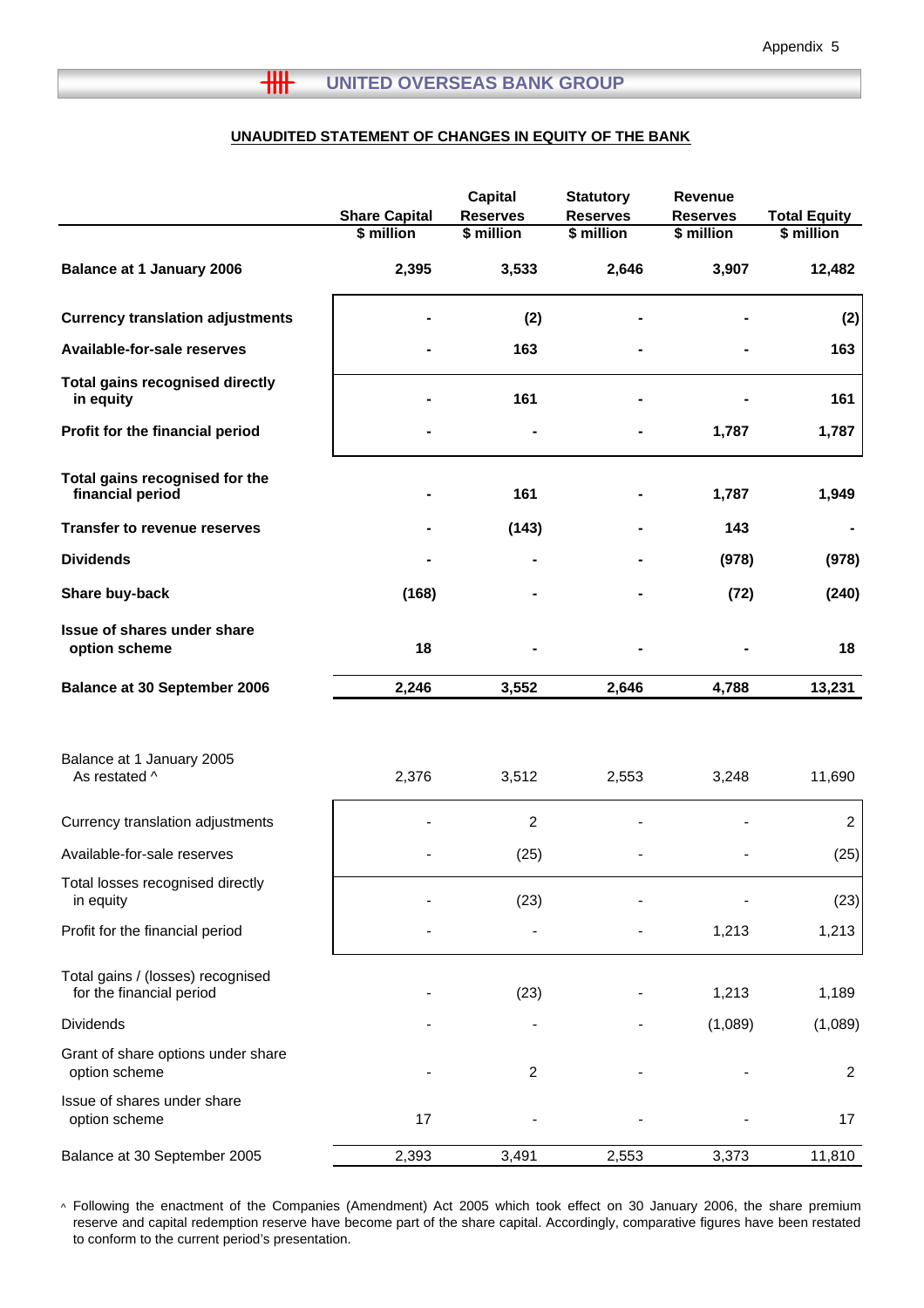Appendix 5

## UNITED OVERSEAS BANK GROUP

### UNAUDITED STATEMENT OF CHANGES IN EQUITY OF THE BANK

| | Share Capital | Capital Reserves | Statutory Reserves | Revenue Reserves | Total Equity |
|---|---|---|---|---|---|
| | $ million | $ million | $ million | $ million | $ million |
| **Balance at 1 January 2006** | **2,395** | **3,533** | **2,646** | **3,907** | **12,482** |
| **Currency translation adjustments** | **-** | **(2)** | **-** | **-** | **(2)** |
| **Available-for-sale reserves** | **-** | **163** | **-** | **-** | **163** |
| **Total gains recognised directly in equity** | **-** | **161** | **-** | **-** | **161** |
| **Profit for the financial period** | **-** | **-** | **-** | **1,787** | **1,787** |
| **Total gains recognised for the financial period** | **-** | **161** | **-** | **1,787** | **1,949** |
| **Transfer to revenue reserves** | **-** | **(143)** | **-** | **143** | **-** |
| **Dividends** | **-** | **-** | **-** | **(978)** | **(978)** |
| **Share buy-back** | **(168)** | **-** | **-** | **(72)** | **(240)** |
| **Issue of shares under share option scheme** | **18** | **-** | **-** | **-** | **18** |
| **Balance at 30 September 2006** | **2,246** | **3,552** | **2,646** | **4,788** | **13,231** |
| | | | | | |
| Balance at 1 January 2005 As restated ^ | 2,376 | 3,512 | 2,553 | 3,248 | 11,690 |
| Currency translation adjustments | - | 2 | - | - | 2 |
| Available-for-sale reserves | - | (25) | - | - | (25) |
| Total losses recognised directly in equity | - | (23) | - | - | (23) |
| Profit for the financial period | - | - | - | 1,213 | 1,213 |
| Total gains / (losses) recognised for the financial period | - | (23) | - | 1,213 | 1,189 |
| Dividends | - | - | - | (1,089) | (1,089) |
| Grant of share options under share option scheme | - | 2 | - | - | 2 |
| Issue of shares under share option scheme | 17 | - | - | - | 17 |
| Balance at 30 September 2005 | 2,393 | 3,491 | 2,553 | 3,373 | 11,810 |

^ Following the enactment of the Companies (Amendment) Act 2005 which took effect on 30 January 2006, the share premium reserve and capital redemption reserve have become part of the share capital. Accordingly, comparative figures have been restated to conform to the current period's presentation.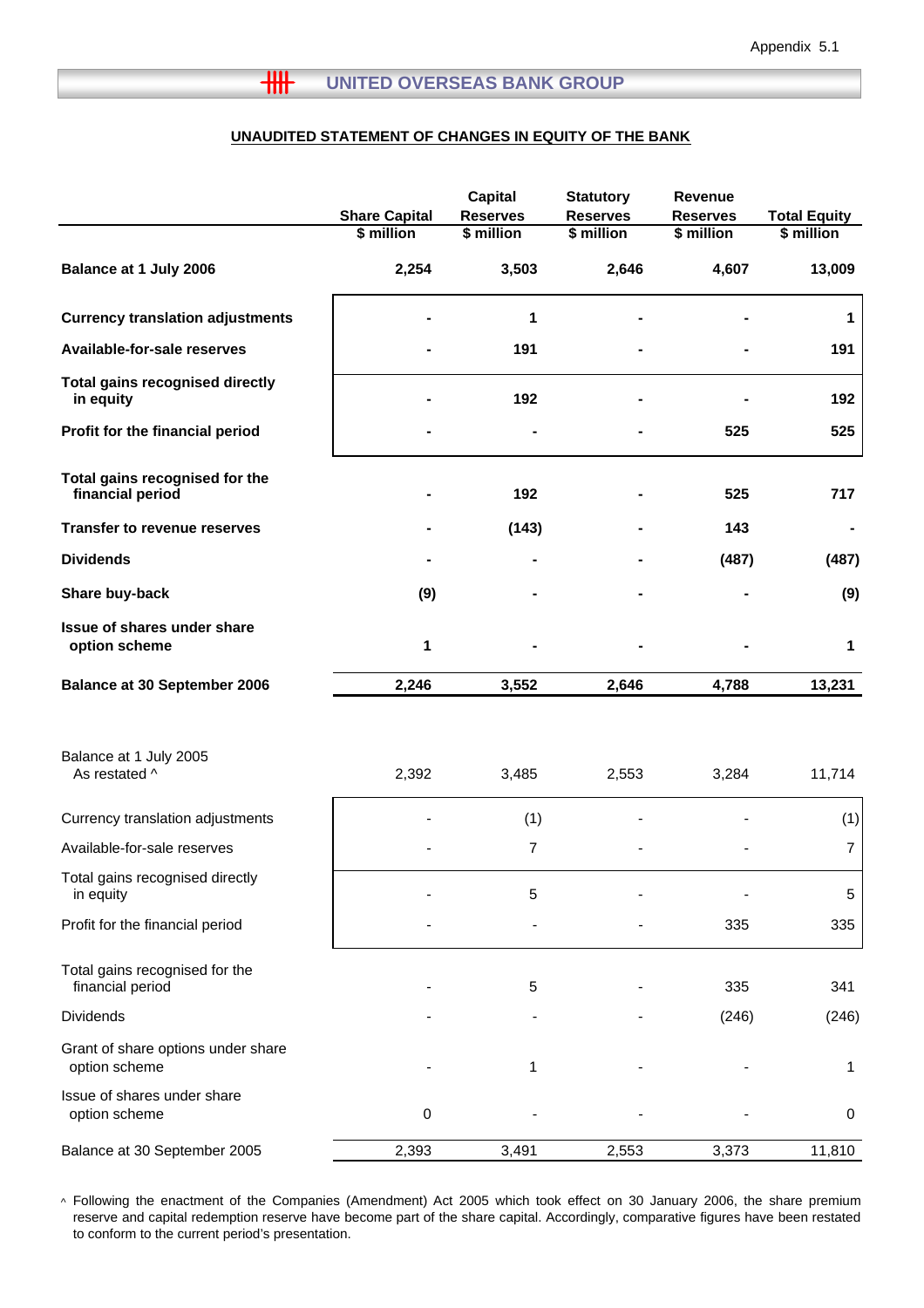Appendix 5.1

**UNITED OVERSEAS BANK GROUP**

**UNAUDITED STATEMENT OF CHANGES IN EQUITY OF THE BANK**

| | Share Capital<br>$ million | Capital Reserves<br>$ million | Statutory Reserves<br>$ million | Revenue Reserves<br>$ million | Total Equity<br>$ million |
|---|---|---|---|---|---|
| **Balance at 1 July 2006** | **2,254** | **3,503** | **2,646** | **4,607** | **13,009** |
| **Currency translation adjustments** | **-** | **1** | **-** | **-** | **1** |
| **Available-for-sale reserves** | **-** | **191** | **-** | **-** | **191** |
| **Total gains recognised directly in equity** | **-** | **192** | **-** | **-** | **192** |
| **Profit for the financial period** | **-** | **-** | **-** | **525** | **525** |
| **Total gains recognised for the financial period** | **-** | **192** | **-** | **525** | **717** |
| **Transfer to revenue reserves** | **-** | **(143)** | **-** | **143** | **-** |
| **Dividends** | **-** | **-** | **-** | **(487)** | **(487)** |
| **Share buy-back** | **(9)** | **-** | **-** | **-** | **(9)** |
| **Issue of shares under share option scheme** | **1** | **-** | **-** | **-** | **1** |
| **Balance at 30 September 2006** | **2,246** | **3,552** | **2,646** | **4,788** | **13,231** |
| | | | | | |
| Balance at 1 July 2005<br>As restated ^ | 2,392 | 3,485 | 2,553 | 3,284 | 11,714 |
| Currency translation adjustments | - | (1) | - | - | (1) |
| Available-for-sale reserves | - | 7 | - | - | 7 |
| Total gains recognised directly in equity | - | 5 | - | - | 5 |
| Profit for the financial period | - | - | - | 335 | 335 |
| Total gains recognised for the financial period | - | 5 | - | 335 | 341 |
| Dividends | - | - | - | (246) | (246) |
| Grant of share options under share option scheme | - | 1 | - | - | 1 |
| Issue of shares under share option scheme | 0 | - | - | - | 0 |
| Balance at 30 September 2005 | 2,393 | 3,491 | 2,553 | 3,373 | 11,810 |

^ Following the enactment of the Companies (Amendment) Act 2005 which took effect on 30 January 2006, the share premium reserve and capital redemption reserve have become part of the share capital. Accordingly, comparative figures have been restated to conform to the current period's presentation.